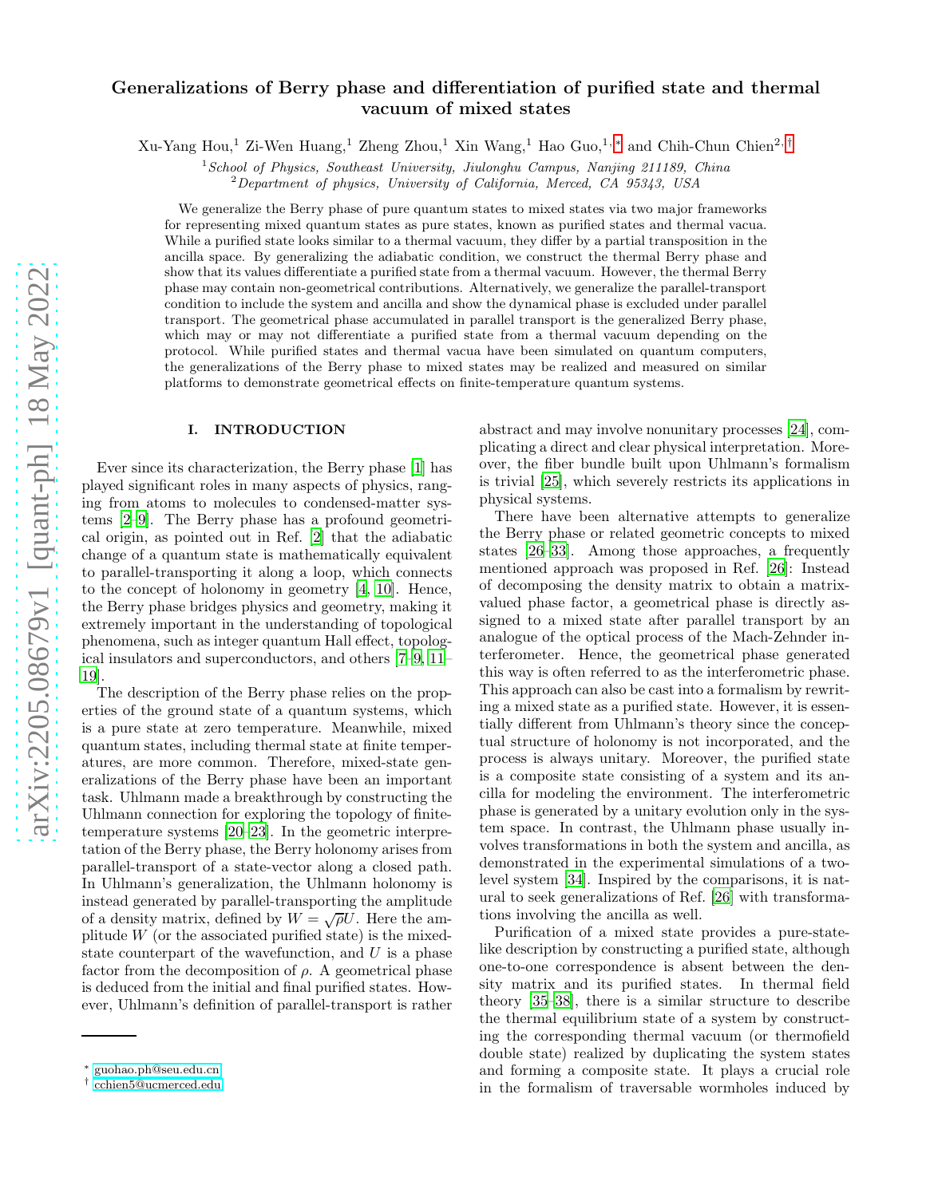# Generalizations of Berry phase and differentiation of purified state and thermal vacuum of mixed states

Xu-Yang Hou,[1] Zi-Wen Huang,[1] Zheng Zhou,[1] Xin Wang,[1] Hao Guo,[1,*] and Chih-Chun Chien[2,†]

[1]*School of Physics, Southeast University, Jiulonghu Campus, Nanjing 211189, China*
[2]*Department of physics, University of California, Merced, CA 95343, USA*

We generalize the Berry phase of pure quantum states to mixed states via two major frameworks for representing mixed quantum states as pure states, known as purified states and thermal vacua. While a purified state looks similar to a thermal vacuum, they differ by a partial transposition in the ancilla space. By generalizing the adiabatic condition, we construct the thermal Berry phase and show that its values differentiate a purified state from a thermal vacuum. However, the thermal Berry phase may contain non-geometrical contributions. Alternatively, we generalize the parallel-transport condition to include the system and ancilla and show the dynamical phase is excluded under parallel transport. The geometrical phase accumulated in parallel transport is the generalized Berry phase, which may or may not differentiate a purified state from a thermal vacuum depending on the protocol. While purified states and thermal vacua have been simulated on quantum computers, the generalizations of the Berry phase to mixed states may be realized and measured on similar platforms to demonstrate geometrical effects on finite-temperature quantum systems.

## I. INTRODUCTION

Ever since its characterization, the Berry phase [1] has played significant roles in many aspects of physics, ranging from atoms to molecules to condensed-matter systems [2–9]. The Berry phase has a profound geometrical origin, as pointed out in Ref. [2] that the adiabatic change of a quantum state is mathematically equivalent to parallel-transporting it along a loop, which connects to the concept of holonomy in geometry [4, 10]. Hence, the Berry phase bridges physics and geometry, making it extremely important in the understanding of topological phenomena, such as integer quantum Hall effect, topological insulators and superconductors, and others [7–9, 11–19].

The description of the Berry phase relies on the properties of the ground state of a quantum systems, which is a pure state at zero temperature. Meanwhile, mixed quantum states, including thermal state at finite temperatures, are more common. Therefore, mixed-state generalizations of the Berry phase have been an important task. Uhlmann made a breakthrough by constructing the Uhlmann connection for exploring the topology of finite-temperature systems [20–23]. In the geometric interpretation of the Berry phase, the Berry holonomy arises from parallel-transport of a state-vector along a closed path. In Uhlmann's generalization, the Uhlmann holonomy is instead generated by parallel-transporting the amplitude of a density matrix, defined by $W = \sqrt{\rho}U$. Here the amplitude $W$ (or the associated purified state) is the mixed-state counterpart of the wavefunction, and $U$ is a phase factor from the decomposition of $\rho$. A geometrical phase is deduced from the initial and final purified states. However, Uhlmann's definition of parallel-transport is rather abstract and may involve nonunitary processes [24], complicating a direct and clear physical interpretation. Moreover, the fiber bundle built upon Uhlmann's formalism is trivial [25], which severely restricts its applications in physical systems.

There have been alternative attempts to generalize the Berry phase or related geometric concepts to mixed states [26–33]. Among those approaches, a frequently mentioned approach was proposed in Ref. [26]: Instead of decomposing the density matrix to obtain a matrix-valued phase factor, a geometrical phase is directly assigned to a mixed state after parallel transport by an analogue of the optical process of the Mach-Zehnder interferometer. Hence, the geometrical phase generated this way is often referred to as the interferometric phase. This approach can also be cast into a formalism by rewriting a mixed state as a purified state. However, it is essentially different from Uhlmann's theory since the conceptual structure of holonomy is not incorporated, and the process is always unitary. Moreover, the purified state is a composite state consisting of a system and its ancilla for modeling the environment. The interferometric phase is generated by a unitary evolution only in the system space. In contrast, the Uhlmann phase usually involves transformations in both the system and ancilla, as demonstrated in the experimental simulations of a two-level system [34]. Inspired by the comparisons, it is natural to seek generalizations of Ref. [26] with transformations involving the ancilla as well.

Purification of a mixed state provides a pure-state-like description by constructing a purified state, although one-to-one correspondence is absent between the density matrix and its purified states. In thermal field theory [35–38], there is a similar structure to describe the thermal equilibrium state of a system by constructing the corresponding thermal vacuum (or thermofield double state) realized by duplicating the system states and forming a composite state. It plays a crucial role in the formalism of traversable wormholes induced by

* guohao.ph@seu.edu.cn
† cchien5@ucmerced.edu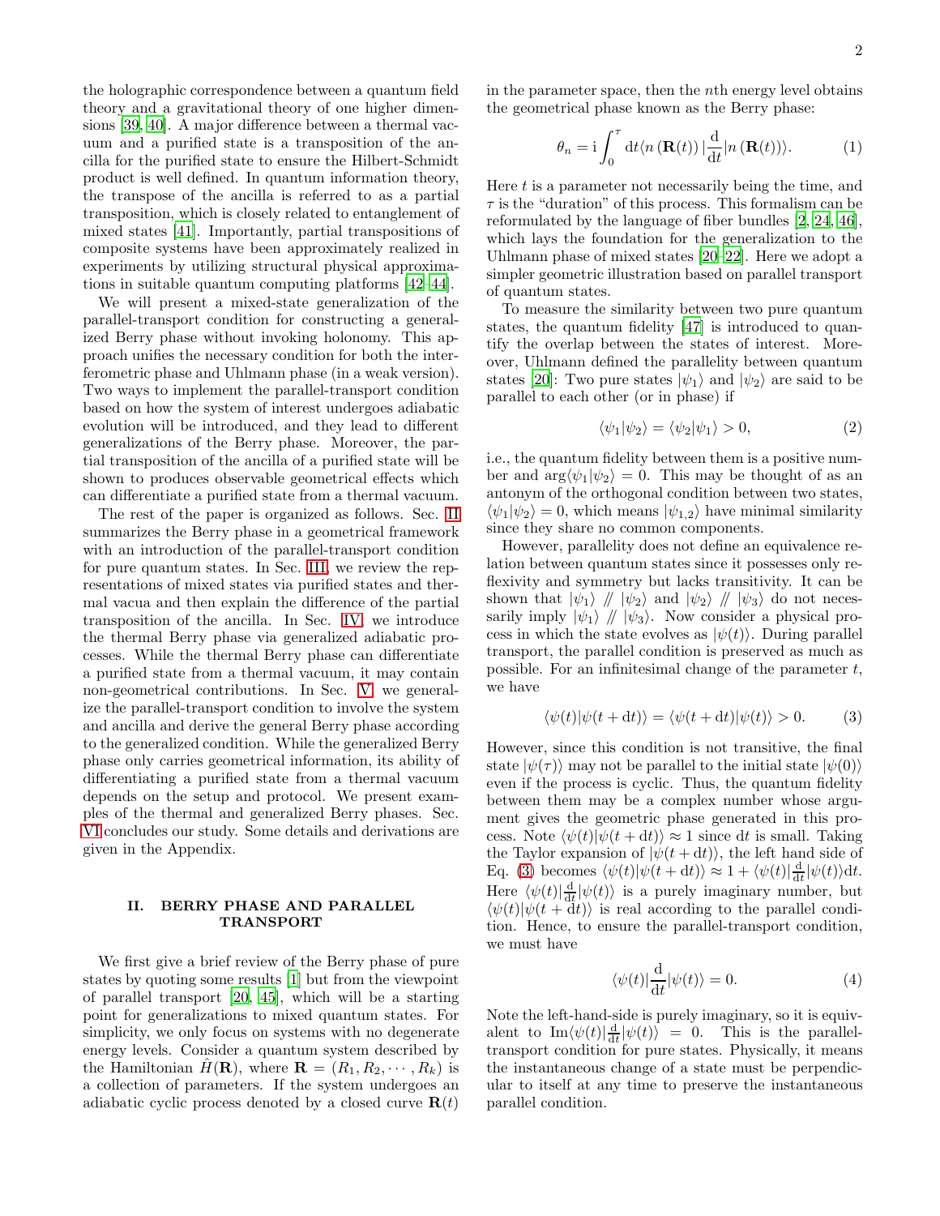the holographic correspondence between a quantum field theory and a gravitational theory of one higher dimensions [39, 40]. A major difference between a thermal vacuum and a purified state is a transposition of the ancilla for the purified state to ensure the Hilbert-Schmidt product is well defined. In quantum information theory, the transpose of the ancilla is referred to as a partial transposition, which is closely related to entanglement of mixed states [41]. Importantly, partial transpositions of composite systems have been approximately realized in experiments by utilizing structural physical approximations in suitable quantum computing platforms [42–44].

We will present a mixed-state generalization of the parallel-transport condition for constructing a generalized Berry phase without invoking holonomy. This approach unifies the necessary condition for both the interferometric phase and Uhlmann phase (in a weak version). Two ways to implement the parallel-transport condition based on how the system of interest undergoes adiabatic evolution will be introduced, and they lead to different generalizations of the Berry phase. Moreover, the partial transposition of the ancilla of a purified state will be shown to produces observable geometrical effects which can differentiate a purified state from a thermal vacuum.

The rest of the paper is organized as follows. Sec. II summarizes the Berry phase in a geometrical framework with an introduction of the parallel-transport condition for pure quantum states. In Sec. III, we review the representations of mixed states via purified states and thermal vacua and then explain the difference of the partial transposition of the ancilla. In Sec. IV, we introduce the thermal Berry phase via generalized adiabatic processes. While the thermal Berry phase can differentiate a purified state from a thermal vacuum, it may contain non-geometrical contributions. In Sec. V, we generalize the parallel-transport condition to involve the system and ancilla and derive the general Berry phase according to the generalized condition. While the generalized Berry phase only carries geometrical information, its ability of differentiating a purified state from a thermal vacuum depends on the setup and protocol. We present examples of the thermal and generalized Berry phases. Sec. VI concludes our study. Some details and derivations are given in the Appendix.

## II. BERRY PHASE AND PARALLEL TRANSPORT

We first give a brief review of the Berry phase of pure states by quoting some results [1] but from the viewpoint of parallel transport [20, 45], which will be a starting point for generalizations to mixed quantum states. For simplicity, we only focus on systems with no degenerate energy levels. Consider a quantum system described by the Hamiltonian $\hat{H}(\mathbf{R})$, where $\mathbf{R} = (R_1, R_2, \cdots, R_k)$ is a collection of parameters. If the system undergoes an adiabatic cyclic process denoted by a closed curve $\mathbf{R}(t)$ in the parameter space, then the $n$th energy level obtains the geometrical phase known as the Berry phase:

$$\theta_n = \mathrm{i}\int_0^\tau \mathrm{d}t \langle n\left(\mathbf{R}(t)\right)|\frac{\mathrm{d}}{\mathrm{d}t}|n\left(\mathbf{R}(t)\right)\rangle. \tag{1}$$

Here $t$ is a parameter not necessarily being the time, and $\tau$ is the "duration" of this process. This formalism can be reformulated by the language of fiber bundles [2, 24, 46], which lays the foundation for the generalization to the Uhlmann phase of mixed states [20–22]. Here we adopt a simpler geometric illustration based on parallel transport of quantum states.

To measure the similarity between two pure quantum states, the quantum fidelity [47] is introduced to quantify the overlap between the states of interest. Moreover, Uhlmann defined the parallelity between quantum states [20]: Two pure states $|\psi_1\rangle$ and $|\psi_2\rangle$ are said to be parallel to each other (or in phase) if

$$\langle\psi_1|\psi_2\rangle = \langle\psi_2|\psi_1\rangle > 0, \tag{2}$$

i.e., the quantum fidelity between them is a positive number and $\arg\langle\psi_1|\psi_2\rangle = 0$. This may be thought of as an antonym of the orthogonal condition between two states, $\langle\psi_1|\psi_2\rangle = 0$, which means $|\psi_{1,2}\rangle$ have minimal similarity since they share no common components.

However, parallelity does not define an equivalence relation between quantum states since it possesses only reflexivity and symmetry but lacks transitivity. It can be shown that $|\psi_1\rangle \mathbin{/\!/} |\psi_2\rangle$ and $|\psi_2\rangle \mathbin{/\!/} |\psi_3\rangle$ do not necessarily imply $|\psi_1\rangle \mathbin{/\!/} |\psi_3\rangle$. Now consider a physical process in which the state evolves as $|\psi(t)\rangle$. During parallel transport, the parallel condition is preserved as much as possible. For an infinitesimal change of the parameter $t$, we have

$$\langle\psi(t)|\psi(t+\mathrm{d}t)\rangle = \langle\psi(t+\mathrm{d}t)|\psi(t)\rangle > 0. \tag{3}$$

However, since this condition is not transitive, the final state $|\psi(\tau)\rangle$ may not be parallel to the initial state $|\psi(0)\rangle$ even if the process is cyclic. Thus, the quantum fidelity between them may be a complex number whose argument gives the geometric phase generated in this process. Note $\langle\psi(t)|\psi(t+\mathrm{d}t)\rangle \approx 1$ since $\mathrm{d}t$ is small. Taking the Taylor expansion of $|\psi(t+\mathrm{d}t)\rangle$, the left hand side of Eq. (3) becomes $\langle\psi(t)|\psi(t+\mathrm{d}t)\rangle \approx 1 + \langle\psi(t)|\frac{\mathrm{d}}{\mathrm{d}t}|\psi(t)\rangle\mathrm{d}t$. Here $\langle\psi(t)|\frac{\mathrm{d}}{\mathrm{d}t}|\psi(t)\rangle$ is a purely imaginary number, but $\langle\psi(t)|\psi(t+\mathrm{d}t)\rangle$ is real according to the parallel condition. Hence, to ensure the parallel-transport condition, we must have

$$\langle\psi(t)|\frac{\mathrm{d}}{\mathrm{d}t}|\psi(t)\rangle = 0. \tag{4}$$

Note the left-hand-side is purely imaginary, so it is equivalent to $\mathrm{Im}\langle\psi(t)|\frac{\mathrm{d}}{\mathrm{d}t}|\psi(t)\rangle = 0$. This is the parallel-transport condition for pure states. Physically, it means the instantaneous change of a state must be perpendicular to itself at any time to preserve the instantaneous parallel condition.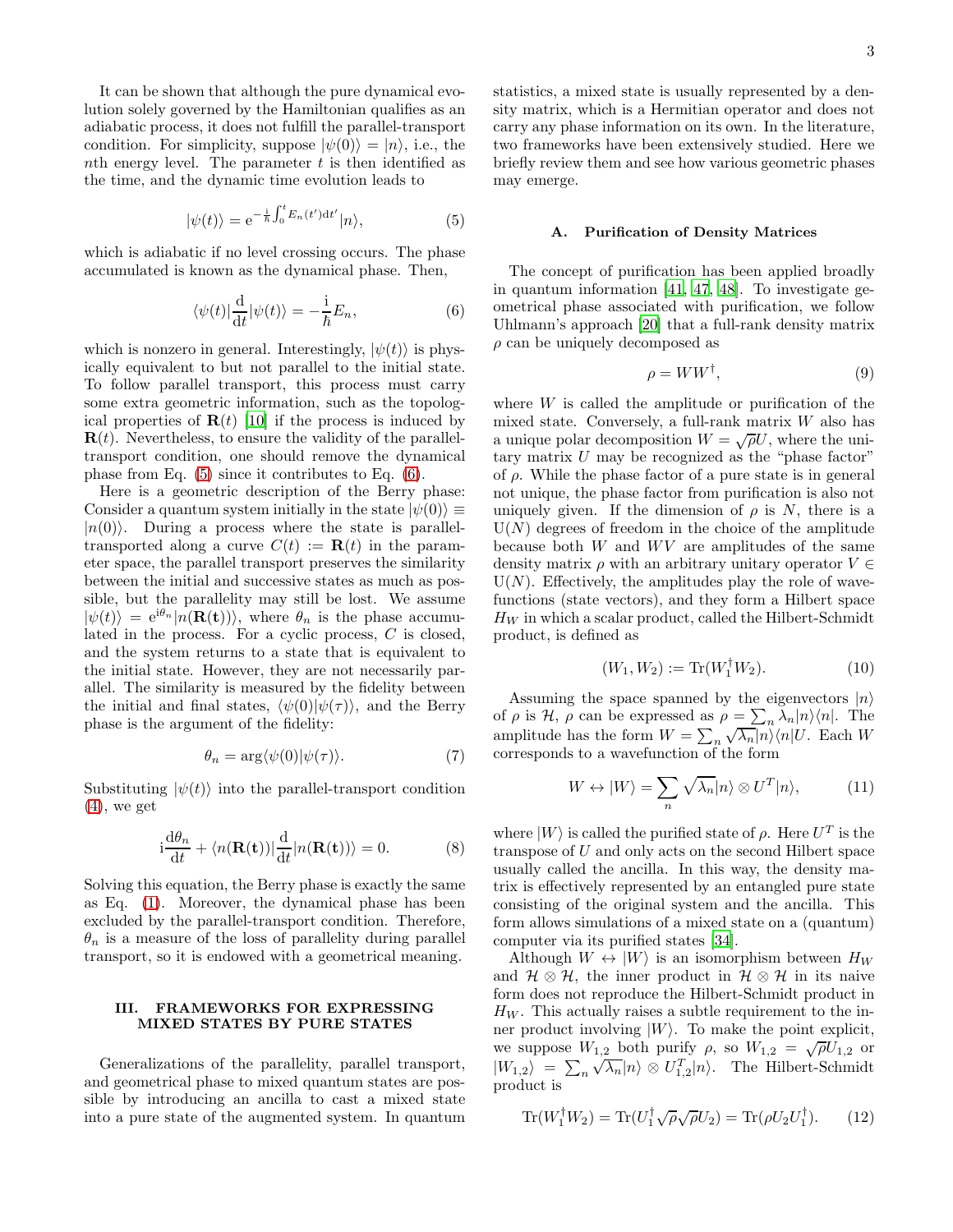It can be shown that although the pure dynamical evolution solely governed by the Hamiltonian qualifies as an adiabatic process, it does not fulfill the parallel-transport condition. For simplicity, suppose $|\psi(0)\rangle = |n\rangle$, i.e., the $n$th energy level. The parameter $t$ is then identified as the time, and the dynamic time evolution leads to

$$|\psi(t)\rangle = \mathrm{e}^{-\frac{\mathrm{i}}{\hbar}\int_0^t E_n(t')\mathrm{d}t'}|n\rangle, \tag{5}$$

which is adiabatic if no level crossing occurs. The phase accumulated is known as the dynamical phase. Then,

$$\langle\psi(t)|\frac{\mathrm{d}}{\mathrm{d}t}|\psi(t)\rangle = -\frac{\mathrm{i}}{\hbar}E_n, \tag{6}$$

which is nonzero in general. Interestingly, $|\psi(t)\rangle$ is physically equivalent to but not parallel to the initial state. To follow parallel transport, this process must carry some extra geometric information, such as the topological properties of $\mathbf{R}(t)$ [10] if the process is induced by $\mathbf{R}(t)$. Nevertheless, to ensure the validity of the parallel-transport condition, one should remove the dynamical phase from Eq. (5) since it contributes to Eq. (6).

Here is a geometric description of the Berry phase: Consider a quantum system initially in the state $|\psi(0)\rangle \equiv |n(0)\rangle$. During a process where the state is parallel-transported along a curve $C(t) := \mathbf{R}(t)$ in the parameter space, the parallel transport preserves the similarity between the initial and successive states as much as possible, but the parallelity may still be lost. We assume $|\psi(t)\rangle = \mathrm{e}^{\mathrm{i}\theta_n}|n(\mathbf{R}(\mathbf{t}))\rangle$, where $\theta_n$ is the phase accumulated in the process. For a cyclic process, $C$ is closed, and the system returns to a state that is equivalent to the initial state. However, they are not necessarily parallel. The similarity is measured by the fidelity between the initial and final states, $\langle\psi(0)|\psi(\tau)\rangle$, and the Berry phase is the argument of the fidelity:

$$\theta_n = \arg\langle\psi(0)|\psi(\tau)\rangle. \tag{7}$$

Substituting $|\psi(t)\rangle$ into the parallel-transport condition (4), we get

$$\mathrm{i}\frac{\mathrm{d}\theta_n}{\mathrm{d}t} + \langle n(\mathbf{R}(\mathbf{t}))|\frac{\mathrm{d}}{\mathrm{d}t}|n(\mathbf{R}(\mathbf{t}))\rangle = 0. \tag{8}$$

Solving this equation, the Berry phase is exactly the same as Eq. (1). Moreover, the dynamical phase has been excluded by the parallel-transport condition. Therefore, $\theta_n$ is a measure of the loss of parallelity during parallel transport, so it is endowed with a geometrical meaning.

## III. FRAMEWORKS FOR EXPRESSING MIXED STATES BY PURE STATES

Generalizations of the parallelity, parallel transport, and geometrical phase to mixed quantum states are possible by introducing an ancilla to cast a mixed state into a pure state of the augmented system. In quantum statistics, a mixed state is usually represented by a density matrix, which is a Hermitian operator and does not carry any phase information on its own. In the literature, two frameworks have been extensively studied. Here we briefly review them and see how various geometric phases may emerge.

### A. Purification of Density Matrices

The concept of purification has been applied broadly in quantum information [41, 47, 48]. To investigate geometrical phase associated with purification, we follow Uhlmann's approach [20] that a full-rank density matrix $\rho$ can be uniquely decomposed as

$$\rho = WW^\dagger, \tag{9}$$

where $W$ is called the amplitude or purification of the mixed state. Conversely, a full-rank matrix $W$ also has a unique polar decomposition $W = \sqrt{\rho}U$, where the unitary matrix $U$ may be recognized as the "phase factor" of $\rho$. While the phase factor of a pure state is in general not unique, the phase factor from purification is also not uniquely given. If the dimension of $\rho$ is $N$, there is a $\mathrm{U}(N)$ degrees of freedom in the choice of the amplitude because both $W$ and $WV$ are amplitudes of the same density matrix $\rho$ with an arbitrary unitary operator $V \in \mathrm{U}(N)$. Effectively, the amplitudes play the role of wavefunctions (state vectors), and they form a Hilbert space $H_W$ in which a scalar product, called the Hilbert-Schmidt product, is defined as

$$(W_1, W_2) := \mathrm{Tr}(W_1^\dagger W_2). \tag{10}$$

Assuming the space spanned by the eigenvectors $|n\rangle$ of $\rho$ is $\mathcal{H}$, $\rho$ can be expressed as $\rho = \sum_n \lambda_n |n\rangle\langle n|$. The amplitude has the form $W = \sum_n \sqrt{\lambda_n}|n\rangle\langle n|U$. Each $W$ corresponds to a wavefunction of the form

$$W \leftrightarrow |W\rangle = \sum_n \sqrt{\lambda_n}|n\rangle \otimes U^T|n\rangle, \tag{11}$$

where $|W\rangle$ is called the purified state of $\rho$. Here $U^T$ is the transpose of $U$ and only acts on the second Hilbert space usually called the ancilla. In this way, the density matrix is effectively represented by an entangled pure state consisting of the original system and the ancilla. This form allows simulations of a mixed state on a (quantum) computer via its purified states [34].

Although $W \leftrightarrow |W\rangle$ is an isomorphism between $H_W$ and $\mathcal{H}\otimes\mathcal{H}$, the inner product in $\mathcal{H}\otimes\mathcal{H}$ in its naive form does not reproduce the Hilbert-Schmidt product in $H_W$. This actually raises a subtle requirement to the inner product involving $|W\rangle$. To make the point explicit, we suppose $W_{1,2}$ both purify $\rho$, so $W_{1,2} = \sqrt{\rho}U_{1,2}$ or $|W_{1,2}\rangle = \sum_n \sqrt{\lambda_n}|n\rangle \otimes U_{1,2}^T|n\rangle$. The Hilbert-Schmidt product is

$$\mathrm{Tr}(W_1^\dagger W_2) = \mathrm{Tr}(U_1^\dagger\sqrt{\rho}\sqrt{\rho}U_2) = \mathrm{Tr}(\rho U_2 U_1^\dagger). \tag{12}$$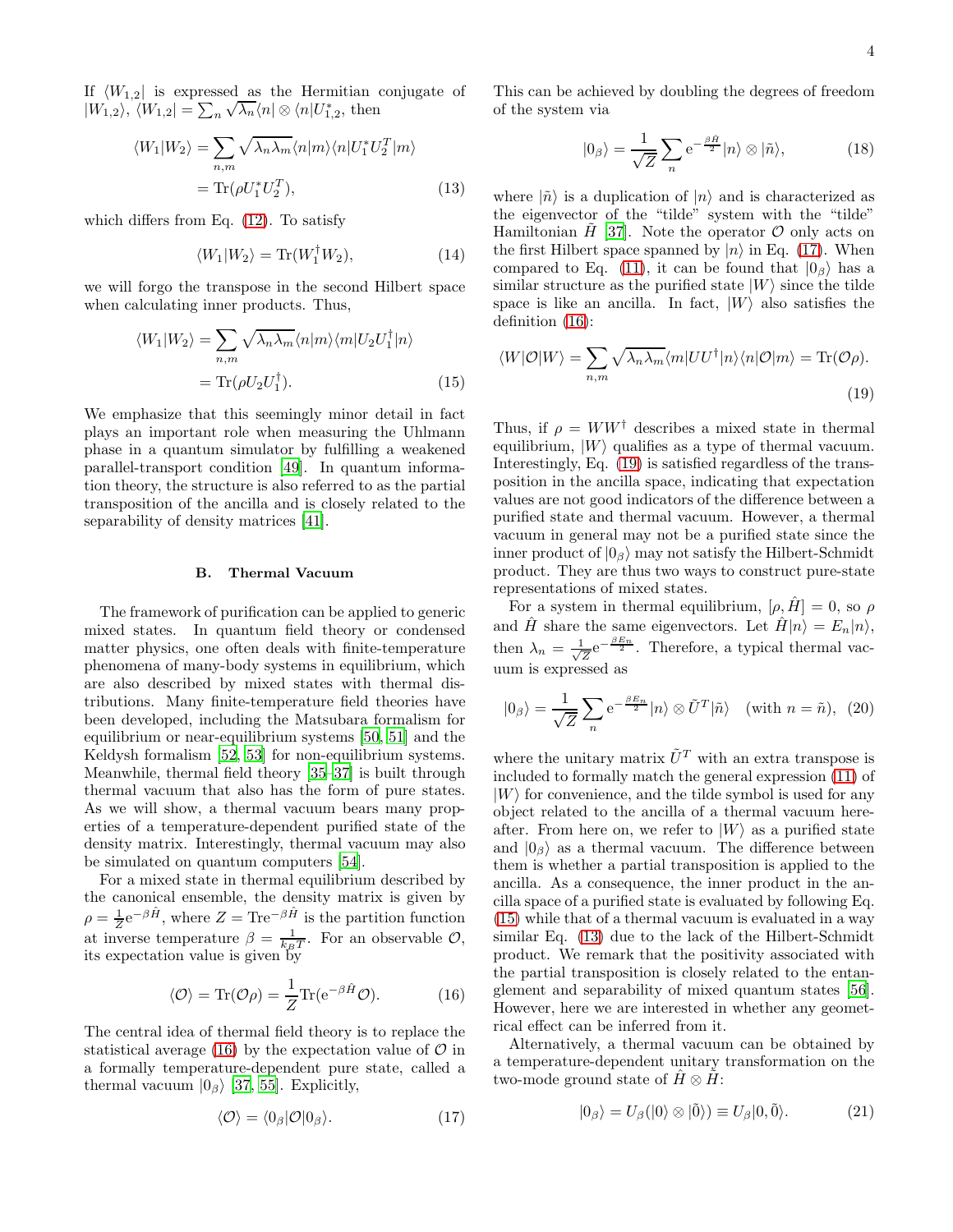If $\langle W_{1,2}|$ is expressed as the Hermitian conjugate of $|W_{1,2}\rangle$, $\langle W_{1,2}| = \sum_n \sqrt{\lambda_n}\langle n| \otimes \langle n|U^*_{1,2}$, then

$$\begin{aligned}\langle W_1|W_2\rangle &= \sum_{n,m} \sqrt{\lambda_n\lambda_m}\langle n|m\rangle\langle n|U_1^* U_2^T|m\rangle \\ &= \mathrm{Tr}(\rho U_1^* U_2^T),\end{aligned} \tag{13}$$

which differs from Eq. (12). To satisfy

$$\langle W_1|W_2\rangle = \mathrm{Tr}(W_1^\dagger W_2), \tag{14}$$

we will forgo the transpose in the second Hilbert space when calculating inner products. Thus,

$$\begin{aligned}\langle W_1|W_2\rangle &= \sum_{n,m} \sqrt{\lambda_n\lambda_m}\langle n|m\rangle\langle m|U_2 U_1^\dagger|n\rangle \\ &= \mathrm{Tr}(\rho U_2 U_1^\dagger).\end{aligned} \tag{15}$$

We emphasize that this seemingly minor detail in fact plays an important role when measuring the Uhlmann phase in a quantum simulator by fulfilling a weakened parallel-transport condition [49]. In quantum information theory, the structure is also referred to as the partial transposition of the ancilla and is closely related to the separability of density matrices [41].

### B. Thermal Vacuum

The framework of purification can be applied to generic mixed states. In quantum field theory or condensed matter physics, one often deals with finite-temperature phenomena of many-body systems in equilibrium, which are also described by mixed states with thermal distributions. Many finite-temperature field theories have been developed, including the Matsubara formalism for equilibrium or near-equilibrium systems [50, 51] and the Keldysh formalism [52, 53] for non-equilibrium systems. Meanwhile, thermal field theory [35–37] is built through thermal vacuum that also has the form of pure states. As we will show, a thermal vacuum bears many properties of a temperature-dependent purified state of the density matrix. Interestingly, thermal vacuum may also be simulated on quantum computers [54].

For a mixed state in thermal equilibrium described by the canonical ensemble, the density matrix is given by $\rho = \frac{1}{Z}\mathrm{e}^{-\beta\hat{H}}$, where $Z = \mathrm{Tr}\mathrm{e}^{-\beta\hat{H}}$ is the partition function at inverse temperature $\beta = \frac{1}{k_B T}$. For an observable $\mathcal{O}$, its expectation value is given by

$$\langle\mathcal{O}\rangle = \mathrm{Tr}(\mathcal{O}\rho) = \frac{1}{Z}\mathrm{Tr}(\mathrm{e}^{-\beta\hat{H}}\mathcal{O}). \tag{16}$$

The central idea of thermal field theory is to replace the statistical average (16) by the expectation value of $\mathcal{O}$ in a formally temperature-dependent pure state, called a thermal vacuum $|0_\beta\rangle$ [37, 55]. Explicitly,

$$\langle\mathcal{O}\rangle = \langle 0_\beta|\mathcal{O}|0_\beta\rangle. \tag{17}$$

This can be achieved by doubling the degrees of freedom of the system via

$$|0_\beta\rangle = \frac{1}{\sqrt{Z}}\sum_n \mathrm{e}^{-\frac{\beta\hat{H}}{2}}|n\rangle \otimes |\tilde{n}\rangle, \tag{18}$$

where $|\tilde{n}\rangle$ is a duplication of $|n\rangle$ and is characterized as the eigenvector of the "tilde" system with the "tilde" Hamiltonian $\tilde{H}$ [37]. Note the operator $\mathcal{O}$ only acts on the first Hilbert space spanned by $|n\rangle$ in Eq. (17). When compared to Eq. (11), it can be found that $|0_\beta\rangle$ has a similar structure as the purified state $|W\rangle$ since the tilde space is like an ancilla. In fact, $|W\rangle$ also satisfies the definition (16):

$$\langle W|\mathcal{O}|W\rangle = \sum_{n,m}\sqrt{\lambda_n\lambda_m}\langle m|UU^\dagger|n\rangle\langle n|\mathcal{O}|m\rangle = \mathrm{Tr}(\mathcal{O}\rho). \tag{19}$$

Thus, if $\rho = WW^\dagger$ describes a mixed state in thermal equilibrium, $|W\rangle$ qualifies as a type of thermal vacuum. Interestingly, Eq. (19) is satisfied regardless of the transposition in the ancilla space, indicating that expectation values are not good indicators of the difference between a purified state and thermal vacuum. However, a thermal vacuum in general may not be a purified state since the inner product of $|0_\beta\rangle$ may not satisfy the Hilbert-Schmidt product. They are thus two ways to construct pure-state representations of mixed states.

For a system in thermal equilibrium, $[\rho, \hat{H}] = 0$, so $\rho$ and $\hat{H}$ share the same eigenvectors. Let $\hat{H}|n\rangle = E_n|n\rangle$, then $\lambda_n = \frac{1}{\sqrt{Z}}\mathrm{e}^{-\frac{\beta E_n}{2}}$. Therefore, a typical thermal vacuum is expressed as

$$|0_\beta\rangle = \frac{1}{\sqrt{Z}}\sum_n \mathrm{e}^{-\frac{\beta E_n}{2}}|n\rangle \otimes \tilde{U}^T|\tilde{n}\rangle \quad (\text{with } n = \tilde{n}), \tag{20}$$

where the unitary matrix $\tilde{U}^T$ with an extra transpose is included to formally match the general expression (11) of $|W\rangle$ for convenience, and the tilde symbol is used for any object related to the ancilla of a thermal vacuum hereafter. From here on, we refer to $|W\rangle$ as a purified state and $|0_\beta\rangle$ as a thermal vacuum. The difference between them is whether a partial transposition is applied to the ancilla. As a consequence, the inner product in the ancilla space of a purified state is evaluated by following Eq. (15) while that of a thermal vacuum is evaluated in a way similar Eq. (13) due to the lack of the Hilbert-Schmidt product. We remark that the positivity associated with the partial transposition is closely related to the entanglement and separability of mixed quantum states [56]. However, here we are interested in whether any geometrical effect can be inferred from it.

Alternatively, a thermal vacuum can be obtained by a temperature-dependent unitary transformation on the two-mode ground state of $\hat{H} \otimes \tilde{\hat{H}}$:

$$|0_\beta\rangle = U_\beta(|0\rangle \otimes |\tilde{0}\rangle) \equiv U_\beta|0, \tilde{0}\rangle. \tag{21}$$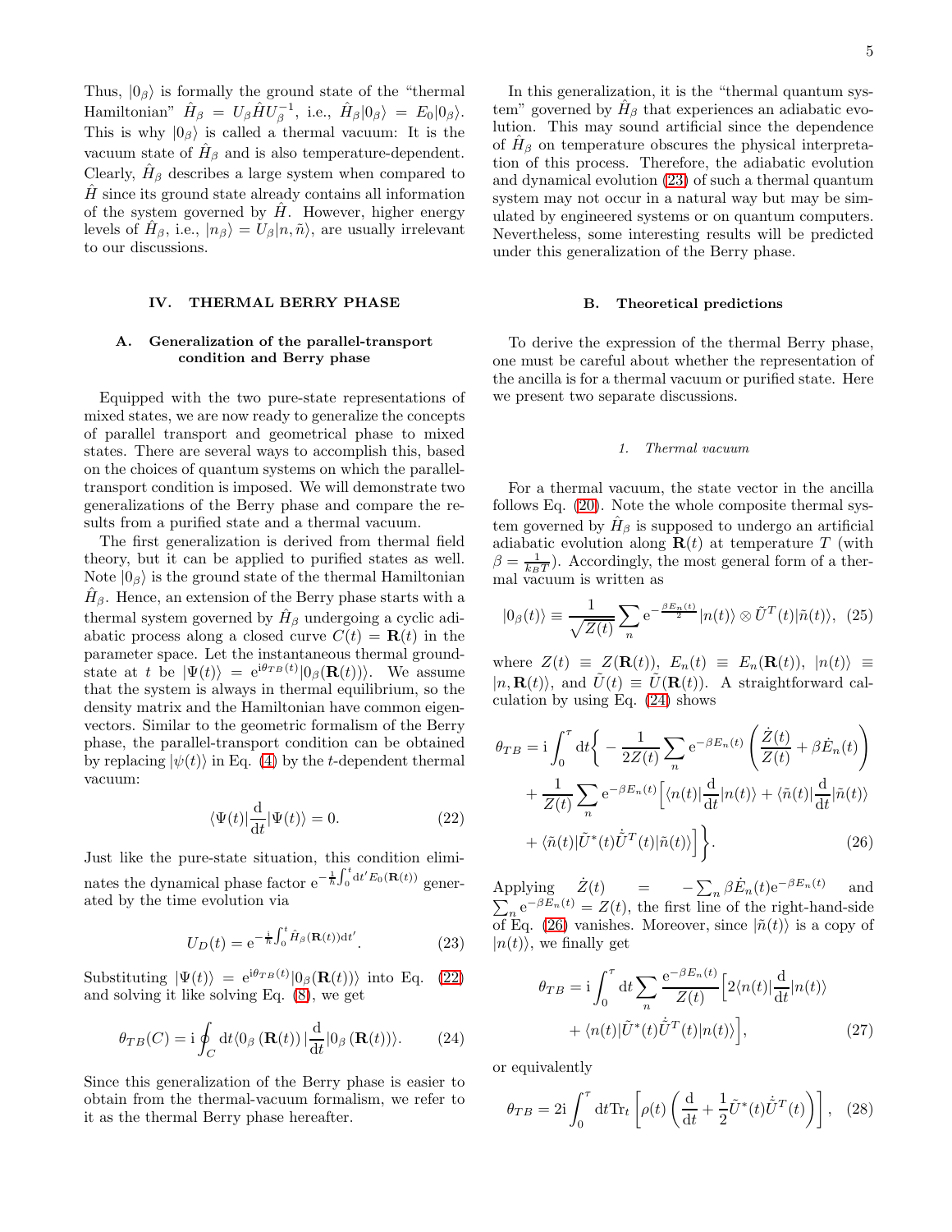Thus, $|0_\beta\rangle$ is formally the ground state of the "thermal Hamiltonian" $\hat{H}_\beta = U_\beta \hat{H} U_\beta^{-1}$, i.e., $\hat{H}_\beta|0_\beta\rangle = E_0|0_\beta\rangle$. This is why $|0_\beta\rangle$ is called a thermal vacuum: It is the vacuum state of $\hat{H}_\beta$ and is also temperature-dependent. Clearly, $\hat{H}_\beta$ describes a large system when compared to $\hat{H}$ since its ground state already contains all information of the system governed by $\hat{H}$. However, higher energy levels of $\hat{H}_\beta$, i.e., $|n_\beta\rangle = U_\beta|n, \tilde{n}\rangle$, are usually irrelevant to our discussions.

## IV. THERMAL BERRY PHASE

### A. Generalization of the parallel-transport condition and Berry phase

Equipped with the two pure-state representations of mixed states, we are now ready to generalize the concepts of parallel transport and geometrical phase to mixed states. There are several ways to accomplish this, based on the choices of quantum systems on which the parallel-transport condition is imposed. We will demonstrate two generalizations of the Berry phase and compare the results from a purified state and a thermal vacuum.

The first generalization is derived from thermal field theory, but it can be applied to purified states as well. Note $|0_\beta\rangle$ is the ground state of the thermal Hamiltonian $\hat{H}_\beta$. Hence, an extension of the Berry phase starts with a thermal system governed by $\hat{H}_\beta$ undergoing a cyclic adiabatic process along a closed curve $C(t) = \mathbf{R}(t)$ in the parameter space. Let the instantaneous thermal ground-state at $t$ be $|\Psi(t)\rangle = \mathrm{e}^{\mathrm{i}\theta_{TB}(t)}|0_\beta(\mathbf{R}(t))\rangle$. We assume that the system is always in thermal equilibrium, so the density matrix and the Hamiltonian have common eigenvectors. Similar to the geometric formalism of the Berry phase, the parallel-transport condition can be obtained by replacing $|\psi(t)\rangle$ in Eq. (4) by the $t$-dependent thermal vacuum:

$$\langle\Psi(t)|\frac{\mathrm{d}}{\mathrm{d}t}|\Psi(t)\rangle = 0. \tag{22}$$

Just like the pure-state situation, this condition eliminates the dynamical phase factor $\mathrm{e}^{-\frac{\mathrm{i}}{\hbar}\int_0^t \mathrm{d}t' E_0(\mathbf{R}(t))}$ generated by the time evolution via

$$U_D(t) = \mathrm{e}^{-\frac{\mathrm{i}}{\hbar}\int_0^t \hat{H}_\beta(\mathbf{R}(t))\mathrm{d}t'}. \tag{23}$$

Substituting $|\Psi(t)\rangle = \mathrm{e}^{\mathrm{i}\theta_{TB}(t)}|0_\beta(\mathbf{R}(t))\rangle$ into Eq. (22) and solving it like solving Eq. (8), we get

$$\theta_{TB}(C) = \mathrm{i}\oint_C \mathrm{d}t\langle 0_\beta(\mathbf{R}(t))|\frac{\mathrm{d}}{\mathrm{d}t}|0_\beta(\mathbf{R}(t))\rangle. \tag{24}$$

Since this generalization of the Berry phase is easier to obtain from the thermal-vacuum formalism, we refer to it as the thermal Berry phase hereafter.

In this generalization, it is the "thermal quantum system" governed by $\hat{H}_\beta$ that experiences an adiabatic evolution. This may sound artificial since the dependence of $\hat{H}_\beta$ on temperature obscures the physical interpretation of this process. Therefore, the adiabatic evolution and dynamical evolution (23) of such a thermal quantum system may not occur in a natural way but may be simulated by engineered systems or on quantum computers. Nevertheless, some interesting results will be predicted under this generalization of the Berry phase.

### B. Theoretical predictions

To derive the expression of the thermal Berry phase, one must be careful about whether the representation of the ancilla is for a thermal vacuum or purified state. Here we present two separate discussions.

#### 1. Thermal vacuum

For a thermal vacuum, the state vector in the ancilla follows Eq. (20). Note the whole composite thermal system governed by $\hat{H}_\beta$ is supposed to undergo an artificial adiabatic evolution along $\mathbf{R}(t)$ at temperature $T$ (with $\beta = \frac{1}{k_B T}$). Accordingly, the most general form of a thermal vacuum is written as

$$|0_\beta(t)\rangle \equiv \frac{1}{\sqrt{Z(t)}}\sum_n \mathrm{e}^{-\frac{\beta E_n(t)}{2}}|n(t)\rangle \otimes \tilde{U}^T(t)|\tilde{n}(t)\rangle, \tag{25}$$

where $Z(t) \equiv Z(\mathbf{R}(t))$, $E_n(t) \equiv E_n(\mathbf{R}(t))$, $|n(t)\rangle \equiv |n, \mathbf{R}(t)\rangle$, and $\tilde{U}(t) \equiv \tilde{U}(\mathbf{R}(t))$. A straightforward calculation by using Eq. (24) shows

$$\begin{aligned}
\theta_{TB} = \mathrm{i}\int_0^\tau \mathrm{d}t\Bigg\{ &-\frac{1}{2Z(t)}\sum_n \mathrm{e}^{-\beta E_n(t)}\left(\frac{\dot{Z}(t)}{Z(t)} + \beta\dot{E}_n(t)\right) \\
&+ \frac{1}{Z(t)}\sum_n \mathrm{e}^{-\beta E_n(t)}\Big[\langle n(t)|\frac{\mathrm{d}}{\mathrm{d}t}|n(t)\rangle + \langle\tilde{n}(t)|\frac{\mathrm{d}}{\mathrm{d}t}|\tilde{n}(t)\rangle \\
&+ \langle\tilde{n}(t)|\tilde{U}^*(t)\dot{\tilde{U}}^T(t)|\tilde{n}(t)\rangle\Big]\Bigg\}.
\end{aligned} \tag{26}$$

Applying $\dot{Z}(t) = -\sum_n \beta\dot{E}_n(t)\mathrm{e}^{-\beta E_n(t)}$ and $\sum_n \mathrm{e}^{-\beta E_n(t)} = Z(t)$, the first line of the right-hand-side of Eq. (26) vanishes. Moreover, since $|\tilde{n}(t)\rangle$ is a copy of $|n(t)\rangle$, we finally get

$$\begin{aligned}
\theta_{TB} = \mathrm{i}\int_0^\tau \mathrm{d}t\sum_n \frac{\mathrm{e}^{-\beta E_n(t)}}{Z(t)}\Big[&2\langle n(t)|\frac{\mathrm{d}}{\mathrm{d}t}|n(t)\rangle \\
&+ \langle n(t)|\tilde{U}^*(t)\dot{\tilde{U}}^T(t)|n(t)\rangle\Big],
\end{aligned} \tag{27}$$

or equivalently

$$\theta_{TB} = 2\mathrm{i}\int_0^\tau \mathrm{d}t\mathrm{Tr}_t\left[\rho(t)\left(\frac{\mathrm{d}}{\mathrm{d}t} + \frac{1}{2}\tilde{U}^*(t)\dot{\tilde{U}}^T(t)\right)\right], \tag{28}$$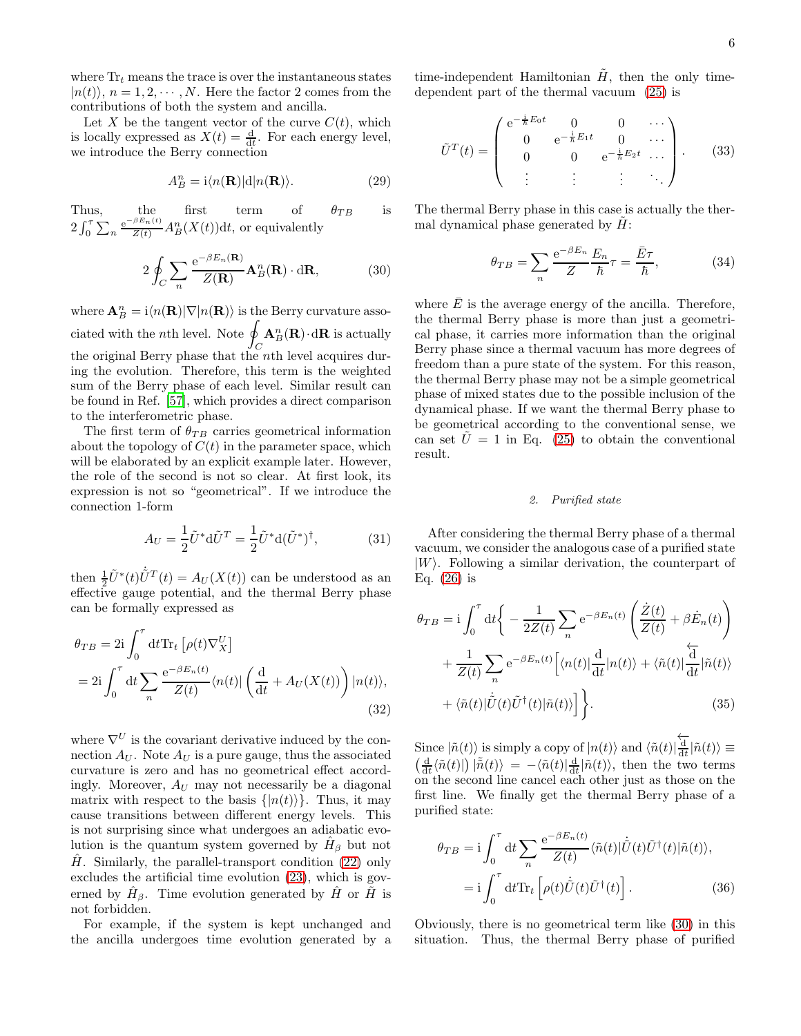where $\mathrm{Tr}_t$ means the trace is over the instantaneous states $|n(t)\rangle$, $n = 1, 2, \cdots, N$. Here the factor 2 comes from the contributions of both the system and ancilla.

Let $X$ be the tangent vector of the curve $C(t)$, which is locally expressed as $X(t) = \frac{\mathrm{d}}{\mathrm{d}t}$. For each energy level, we introduce the Berry connection

$$A_B^n = \mathrm{i}\langle n(\mathbf{R})|\mathrm{d}|n(\mathbf{R})\rangle. \tag{29}$$

Thus, the first term of $\theta_{TB}$ is $2\int_0^\tau \sum_n \frac{\mathrm{e}^{-\beta E_n(t)}}{Z(t)} A_B^n(X(t))\mathrm{d}t$, or equivalently

$$2\oint_C \sum_n \frac{\mathrm{e}^{-\beta E_n(\mathbf{R})}}{Z(\mathbf{R})}\mathbf{A}_B^n(\mathbf{R})\cdot \mathrm{d}\mathbf{R}, \tag{30}$$

where $\mathbf{A}_B^n = \mathrm{i}\langle n(\mathbf{R})|\nabla|n(\mathbf{R})\rangle$ is the Berry curvature associated with the $n$th level. Note $\oint_C \mathbf{A}_B^n(\mathbf{R})\cdot\mathrm{d}\mathbf{R}$ is actually the original Berry phase that the $n$th level acquires during the evolution. Therefore, this term is the weighted sum of the Berry phase of each level. Similar result can be found in Ref. [57], which provides a direct comparison to the interferometric phase.

The first term of $\theta_{TB}$ carries geometrical information about the topology of $C(t)$ in the parameter space, which will be elaborated by an explicit example later. However, the role of the second is not so clear. At first look, its expression is not so "geometrical". If we introduce the connection 1-form

$$A_U = \frac{1}{2}\tilde{U}^*\mathrm{d}\tilde{U}^T = \frac{1}{2}\tilde{U}^*\mathrm{d}(\tilde{U}^*)^\dagger, \tag{31}$$

then $\frac{1}{2}\tilde{U}^*(t)\dot{\tilde{U}}^T(t) = A_U(X(t))$ can be understood as an effective gauge potential, and the thermal Berry phase can be formally expressed as

$$\begin{aligned}\theta_{TB} &= 2\mathrm{i}\int_0^\tau \mathrm{d}t\mathrm{Tr}_t\left[\rho(t)\nabla_X^U\right]\\ &= 2\mathrm{i}\int_0^\tau \mathrm{d}t\sum_n \frac{\mathrm{e}^{-\beta E_n(t)}}{Z(t)}\langle n(t)|\left(\frac{\mathrm{d}}{\mathrm{d}t} + A_U(X(t))\right)|n(t)\rangle,\end{aligned} \tag{32}$$

where $\nabla^U$ is the covariant derivative induced by the connection $A_U$. Note $A_U$ is a pure gauge, thus the associated curvature is zero and has no geometrical effect accordingly. Moreover, $A_U$ may not necessarily be a diagonal matrix with respect to the basis $\{|n(t)\rangle\}$. Thus, it may cause transitions between different energy levels. This is not surprising since what undergoes an adiabatic evolution is the quantum system governed by $\hat{H}_\beta$ but not $\hat{H}$. Similarly, the parallel-transport condition (22) only excludes the artificial time evolution (23), which is governed by $\hat{H}_\beta$. Time evolution generated by $\hat{H}$ or $\tilde{H}$ is not forbidden.

For example, if the system is kept unchanged and the ancilla undergoes time evolution generated by a time-independent Hamiltonian $\tilde{H}$, then the only time-dependent part of the thermal vacuum (25) is

$$\tilde{U}^T(t) = \begin{pmatrix} \mathrm{e}^{-\frac{\mathrm{i}}{\hbar}E_0 t} & 0 & 0 & \cdots \\ 0 & \mathrm{e}^{-\frac{\mathrm{i}}{\hbar}E_1 t} & 0 & \cdots \\ 0 & 0 & \mathrm{e}^{-\frac{\mathrm{i}}{\hbar}E_2 t} & \cdots \\ \vdots & \vdots & \vdots & \ddots \end{pmatrix}. \tag{33}$$

The thermal Berry phase in this case is actually the thermal dynamical phase generated by $\tilde{H}$:

$$\theta_{TB} = \sum_n \frac{\mathrm{e}^{-\beta E_n}}{Z}\frac{E_n}{\hbar}\tau = \frac{\bar{E}\tau}{\hbar}, \tag{34}$$

where $\bar{E}$ is the average energy of the ancilla. Therefore, the thermal Berry phase is more than just a geometrical phase, it carries more information than the original Berry phase since a thermal vacuum has more degrees of freedom than a pure state of the system. For this reason, the thermal Berry phase may not be a simple geometrical phase of mixed states due to the possible inclusion of the dynamical phase. If we want the thermal Berry phase to be geometrical according to the conventional sense, we can set $\tilde{U} = 1$ in Eq. (25) to obtain the conventional result.

### 2. Purified state

After considering the thermal Berry phase of a thermal vacuum, we consider the analogous case of a purified state $|W\rangle$. Following a similar derivation, the counterpart of Eq. (26) is

$$\begin{aligned}\theta_{TB} = \mathrm{i}\int_0^\tau \mathrm{d}t\Bigg\{&-\frac{1}{2Z(t)}\sum_n \mathrm{e}^{-\beta E_n(t)}\left(\frac{\dot{Z}(t)}{Z(t)} + \beta\dot{E}_n(t)\right)\\ &+\frac{1}{Z(t)}\sum_n \mathrm{e}^{-\beta E_n(t)}\Big[\langle n(t)|\frac{\mathrm{d}}{\mathrm{d}t}|n(t)\rangle + \langle\tilde{n}(t)|\overleftarrow{\frac{\mathrm{d}}{\mathrm{d}t}}|\tilde{n}(t)\rangle\\ &+\langle\tilde{n}(t)|\dot{\tilde{U}}(t)\tilde{U}^\dagger(t)|\tilde{n}(t)\rangle\Big]\Bigg\}.\end{aligned} \tag{35}$$

Since $|\tilde{n}(t)\rangle$ is simply a copy of $|n(t)\rangle$ and $\langle\tilde{n}(t)|\overleftarrow{\frac{\mathrm{d}}{\mathrm{d}t}}|\tilde{n}(t)\rangle \equiv \left(\frac{\mathrm{d}}{\mathrm{d}t}\langle\tilde{n}(t)|\right)|\tilde{n}(t)\rangle = -\langle\tilde{n}(t)|\frac{\mathrm{d}}{\mathrm{d}t}|\tilde{n}(t)\rangle$, then the two terms on the second line cancel each other just as those on the first line. We finally get the thermal Berry phase of a purified state:

$$\begin{aligned}\theta_{TB} &= \mathrm{i}\int_0^\tau \mathrm{d}t\sum_n \frac{\mathrm{e}^{-\beta E_n(t)}}{Z(t)}\langle\tilde{n}(t)|\dot{\tilde{U}}(t)\tilde{U}^\dagger(t)|\tilde{n}(t)\rangle,\\ &= \mathrm{i}\int_0^\tau \mathrm{d}t\mathrm{Tr}_t\left[\rho(t)\dot{\tilde{U}}(t)\tilde{U}^\dagger(t)\right].\end{aligned} \tag{36}$$

Obviously, there is no geometrical term like (30) in this situation. Thus, the thermal Berry phase of purified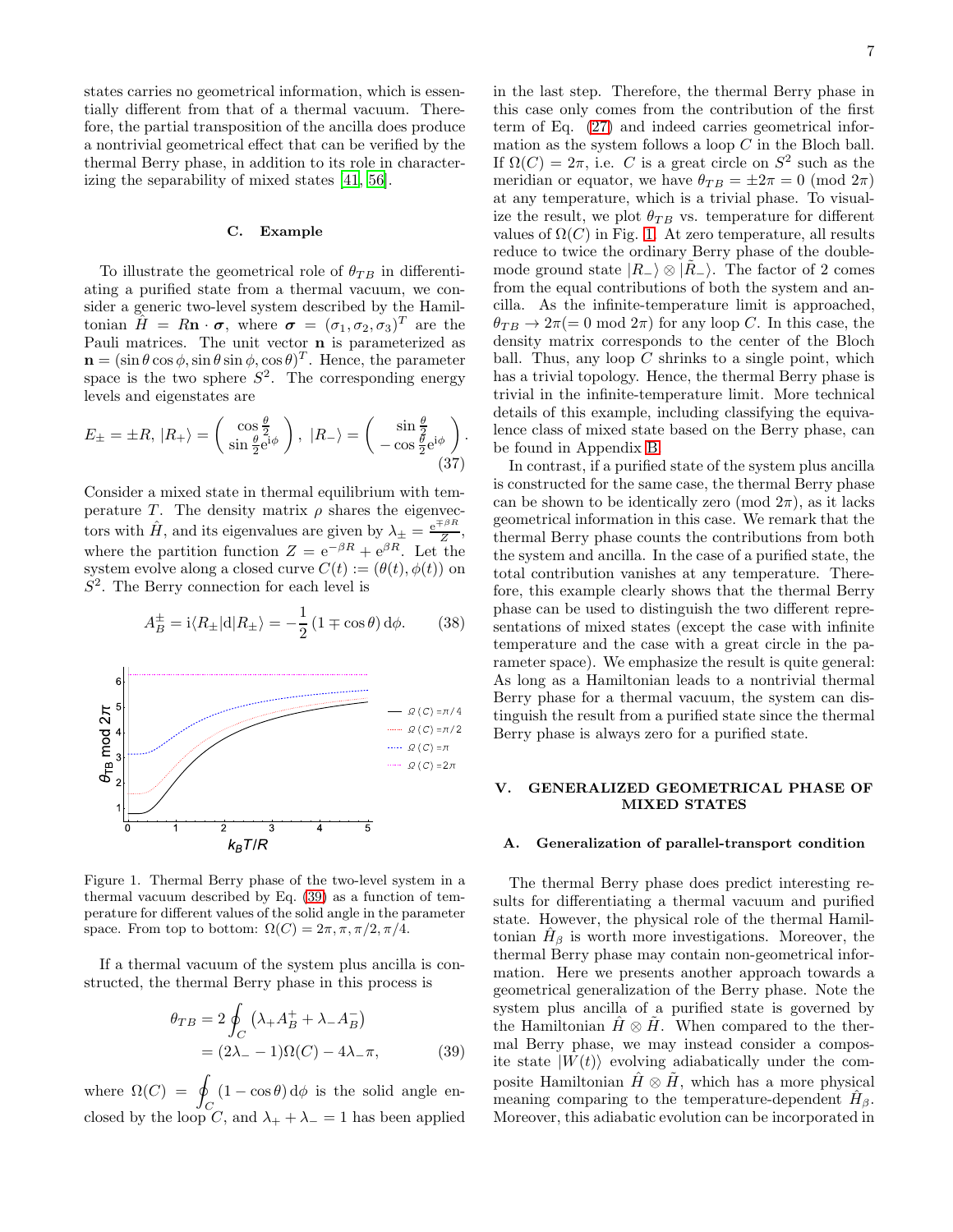states carries no geometrical information, which is essentially different from that of a thermal vacuum. Therefore, the partial transposition of the ancilla does produce a nontrivial geometrical effect that can be verified by the thermal Berry phase, in addition to its role in characterizing the separability of mixed states [41, 56].

### C. Example

To illustrate the geometrical role of $\theta_{TB}$ in differentiating a purified state from a thermal vacuum, we consider a generic two-level system described by the Hamiltonian $\hat{H} = R\mathbf{n}\cdot\boldsymbol{\sigma}$, where $\boldsymbol{\sigma} = (\sigma_1, \sigma_2, \sigma_3)^T$ are the Pauli matrices. The unit vector $\mathbf{n}$ is parameterized as $\mathbf{n} = (\sin\theta\cos\phi, \sin\theta\sin\phi, \cos\theta)^T$. Hence, the parameter space is the two sphere $S^2$. The corresponding energy levels and eigenstates are

$$E_\pm = \pm R,\ |R_+\rangle = \begin{pmatrix} \cos\frac{\theta}{2} \\ \sin\frac{\theta}{2}\mathrm{e}^{\mathrm{i}\phi} \end{pmatrix},\ |R_-\rangle = \begin{pmatrix} \sin\frac{\theta}{2} \\ -\cos\frac{\theta}{2}\mathrm{e}^{\mathrm{i}\phi} \end{pmatrix}. \tag{37}$$

Consider a mixed state in thermal equilibrium with temperature $T$. The density matrix $\rho$ shares the eigenvectors with $\hat{H}$, and its eigenvalues are given by $\lambda_\pm = \frac{\mathrm{e}^{\mp\beta R}}{Z}$, where the partition function $Z = \mathrm{e}^{-\beta R} + \mathrm{e}^{\beta R}$. Let the system evolve along a closed curve $C(t) := (\theta(t), \phi(t))$ on $S^2$. The Berry connection for each level is

$$A_B^\pm = \mathrm{i}\langle R_\pm|\mathrm{d}|R_\pm\rangle = -\frac{1}{2}\left(1 \mp \cos\theta\right)\mathrm{d}\phi. \tag{38}$$

6
5
4
3
2
1
0
1
2
3
4
5
$\theta_{TB}$ mod $2\pi$
$k_BT/R$
$\Omega(C) = \pi/4$
$\Omega(C) = \pi/2$
$\Omega(C) = \pi$
$\Omega(C) = 2\pi$

Figure 1. Thermal Berry phase of the two-level system in a thermal vacuum described by Eq. (39) as a function of temperature for different values of the solid angle in the parameter space. From top to bottom: $\Omega(C) = 2\pi, \pi, \pi/2, \pi/4$.

If a thermal vacuum of the system plus ancilla is constructed, the thermal Berry phase in this process is

$$\begin{aligned}\theta_{TB} &= 2\oint_C \left(\lambda_+ A_B^+ + \lambda_- A_B^-\right) \\ &= (2\lambda_- - 1)\Omega(C) - 4\lambda_-\pi,\end{aligned} \tag{39}$$

where $\Omega(C) = \oint_C (1-\cos\theta)\,\mathrm{d}\phi$ is the solid angle enclosed by the loop $C$, and $\lambda_+ + \lambda_- = 1$ has been applied in the last step. Therefore, the thermal Berry phase in this case only comes from the contribution of the first term of Eq. (27) and indeed carries geometrical information as the system follows a loop $C$ in the Bloch ball. If $\Omega(C) = 2\pi$, i.e. $C$ is a great circle on $S^2$ such as the meridian or equator, we have $\theta_{TB} = \pm 2\pi = 0 \pmod{2\pi}$ at any temperature, which is a trivial phase. To visualize the result, we plot $\theta_{TB}$ vs. temperature for different values of $\Omega(C)$ in Fig. 1. At zero temperature, all results reduce to twice the ordinary Berry phase of the double-mode ground state $|R_-\rangle \otimes |\tilde{R}_-\rangle$. The factor of 2 comes from the equal contributions of both the system and ancilla. As the infinite-temperature limit is approached, $\theta_{TB} \to 2\pi (= 0 \bmod 2\pi)$ for any loop $C$. In this case, the density matrix corresponds to the center of the Bloch ball. Thus, any loop $C$ shrinks to a single point, which has a trivial topology. Hence, the thermal Berry phase is trivial in the infinite-temperature limit. More technical details of this example, including classifying the equivalence class of mixed state based on the Berry phase, can be found in Appendix B.

In contrast, if a purified state of the system plus ancilla is constructed for the same case, the thermal Berry phase can be shown to be identically zero (mod $2\pi$), as it lacks geometrical information in this case. We remark that the thermal Berry phase counts the contributions from both the system and ancilla. In the case of a purified state, the total contribution vanishes at any temperature. Therefore, this example clearly shows that the thermal Berry phase can be used to distinguish the two different representations of mixed states (except the case with infinite temperature and the case with a great circle in the parameter space). We emphasize the result is quite general: As long as a Hamiltonian leads to a nontrivial thermal Berry phase for a thermal vacuum, the system can distinguish the result from a purified state since the thermal Berry phase is always zero for a purified state.

## V. GENERALIZED GEOMETRICAL PHASE OF MIXED STATES

### A. Generalization of parallel-transport condition

The thermal Berry phase does predict interesting results for differentiating a thermal vacuum and purified state. However, the physical role of the thermal Hamiltonian $\hat{H}_\beta$ is worth more investigations. Moreover, the thermal Berry phase may contain non-geometrical information. Here we presents another approach towards a geometrical generalization of the Berry phase. Note the system plus ancilla of a purified state is governed by the Hamiltonian $\hat{H} \otimes \tilde{H}$. When compared to the thermal Berry phase, we may instead consider a composite state $|W(t)\rangle$ evolving adiabatically under the composite Hamiltonian $\hat{H} \otimes \tilde{H}$, which has a more physical meaning comparing to the temperature-dependent $\hat{H}_\beta$. Moreover, this adiabatic evolution can be incorporated in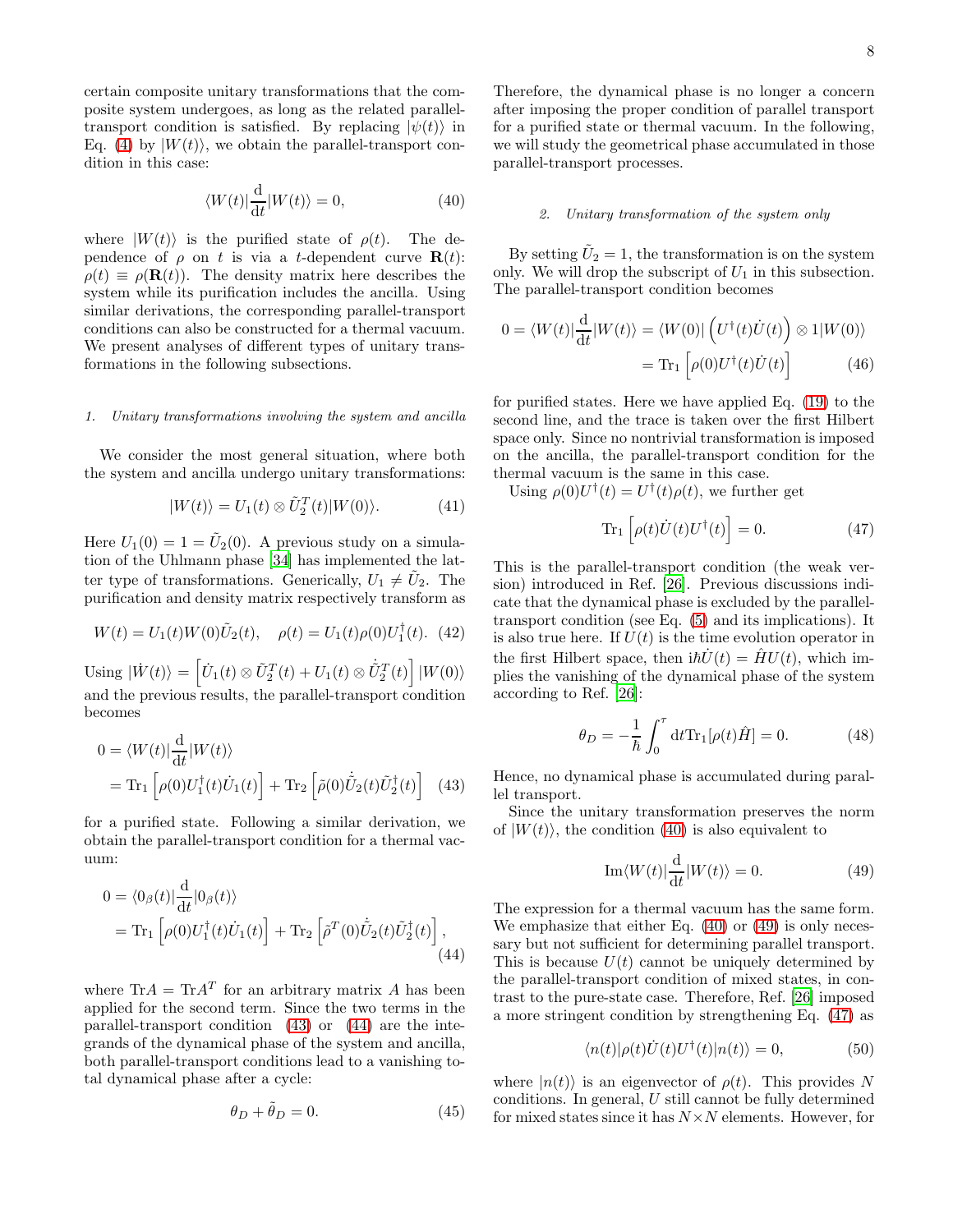certain composite unitary transformations that the composite system undergoes, as long as the related parallel-transport condition is satisfied. By replacing $|\psi(t)\rangle$ in Eq. (4) by $|W(t)\rangle$, we obtain the parallel-transport condition in this case:

$$\langle W(t)|\frac{\mathrm{d}}{\mathrm{d}t}|W(t)\rangle = 0, \tag{40}$$

where $|W(t)\rangle$ is the purified state of $\rho(t)$. The dependence of $\rho$ on $t$ is via a $t$-dependent curve $\mathbf{R}(t)$: $\rho(t) \equiv \rho(\mathbf{R}(t))$. The density matrix here describes the system while its purification includes the ancilla. Using similar derivations, the corresponding parallel-transport conditions can also be constructed for a thermal vacuum. We present analyses of different types of unitary transformations in the following subsections.

#### 1. Unitary transformations involving the system and ancilla

We consider the most general situation, where both the system and ancilla undergo unitary transformations:

$$|W(t)\rangle = U_1(t) \otimes \tilde{U}_2^T(t)|W(0)\rangle. \tag{41}$$

Here $U_1(0) = 1 = \tilde{U}_2(0)$. A previous study on a simulation of the Uhlmann phase [34] has implemented the latter type of transformations. Generically, $U_1 \neq \tilde{U}_2$. The purification and density matrix respectively transform as

$$W(t) = U_1(t)W(0)\tilde{U}_2(t), \quad \rho(t) = U_1(t)\rho(0)U_1^\dagger(t). \tag{42}$$

Using $|\dot{W}(t)\rangle = \left[\dot{U}_1(t) \otimes \tilde{U}_2^T(t) + U_1(t) \otimes \dot{\tilde{U}}_2^T(t)\right]|W(0)\rangle$ and the previous results, the parallel-transport condition becomes

$$\begin{aligned} 0 &= \langle W(t)|\frac{\mathrm{d}}{\mathrm{d}t}|W(t)\rangle \\ &= \mathrm{Tr}_1\left[\rho(0)U_1^\dagger(t)\dot{U}_1(t)\right] + \mathrm{Tr}_2\left[\tilde{\rho}(0)\dot{\tilde{U}}_2(t)\tilde{U}_2^\dagger(t)\right] \end{aligned} \tag{43}$$

for a purified state. Following a similar derivation, we obtain the parallel-transport condition for a thermal vacuum:

$$\begin{aligned} 0 &= \langle 0_\beta(t)|\frac{\mathrm{d}}{\mathrm{d}t}|0_\beta(t)\rangle \\ &= \mathrm{Tr}_1\left[\rho(0)U_1^\dagger(t)\dot{U}_1(t)\right] + \mathrm{Tr}_2\left[\tilde{\rho}^T(0)\dot{\tilde{U}}_2(t)\tilde{U}_2^\dagger(t)\right], \end{aligned} \tag{44}$$

where $\mathrm{Tr}A = \mathrm{Tr}A^T$ for an arbitrary matrix $A$ has been applied for the second term. Since the two terms in the parallel-transport condition (43) or (44) are the integrands of the dynamical phase of the system and ancilla, both parallel-transport conditions lead to a vanishing total dynamical phase after a cycle:

$$\theta_D + \tilde{\theta}_D = 0. \tag{45}$$

Therefore, the dynamical phase is no longer a concern after imposing the proper condition of parallel transport for a purified state or thermal vacuum. In the following, we will study the geometrical phase accumulated in those parallel-transport processes.

#### 2. Unitary transformation of the system only

By setting $\tilde{U}_2 = 1$, the transformation is on the system only. We will drop the subscript of $U_1$ in this subsection. The parallel-transport condition becomes

$$\begin{aligned} 0 = \langle W(t)|\frac{\mathrm{d}}{\mathrm{d}t}|W(t)\rangle &= \langle W(0)|\left(U^\dagger(t)\dot{U}(t)\right) \otimes 1|W(0)\rangle \\ &= \mathrm{Tr}_1\left[\rho(0)U^\dagger(t)\dot{U}(t)\right] \end{aligned} \tag{46}$$

for purified states. Here we have applied Eq. (19) to the second line, and the trace is taken over the first Hilbert space only. Since no nontrivial transformation is imposed on the ancilla, the parallel-transport condition for the thermal vacuum is the same in this case.

Using $\rho(0)U^\dagger(t) = U^\dagger(t)\rho(t)$, we further get

$$\mathrm{Tr}_1\left[\rho(t)\dot{U}(t)U^\dagger(t)\right] = 0. \tag{47}$$

This is the parallel-transport condition (the weak version) introduced in Ref. [26]. Previous discussions indicate that the dynamical phase is excluded by the parallel-transport condition (see Eq. (5) and its implications). It is also true here. If $U(t)$ is the time evolution operator in the first Hilbert space, then $\mathrm{i}\hbar\dot{U}(t) = \hat{H}U(t)$, which implies the vanishing of the dynamical phase of the system according to Ref. [26]:

$$\theta_D = -\frac{1}{\hbar}\int_0^\tau \mathrm{d}t\mathrm{Tr}_1[\rho(t)\hat{H}] = 0. \tag{48}$$

Hence, no dynamical phase is accumulated during parallel transport.

Since the unitary transformation preserves the norm of $|W(t)\rangle$, the condition (40) is also equivalent to

$$\mathrm{Im}\langle W(t)|\frac{\mathrm{d}}{\mathrm{d}t}|W(t)\rangle = 0. \tag{49}$$

The expression for a thermal vacuum has the same form. We emphasize that either Eq. (40) or (49) is only necessary but not sufficient for determining parallel transport. This is because $U(t)$ cannot be uniquely determined by the parallel-transport condition of mixed states, in contrast to the pure-state case. Therefore, Ref. [26] imposed a more stringent condition by strengthening Eq. (47) as

$$\langle n(t)|\rho(t)\dot{U}(t)U^\dagger(t)|n(t)\rangle = 0, \tag{50}$$

where $|n(t)\rangle$ is an eigenvector of $\rho(t)$. This provides $N$ conditions. In general, $U$ still cannot be fully determined for mixed states since it has $N\times N$ elements. However, for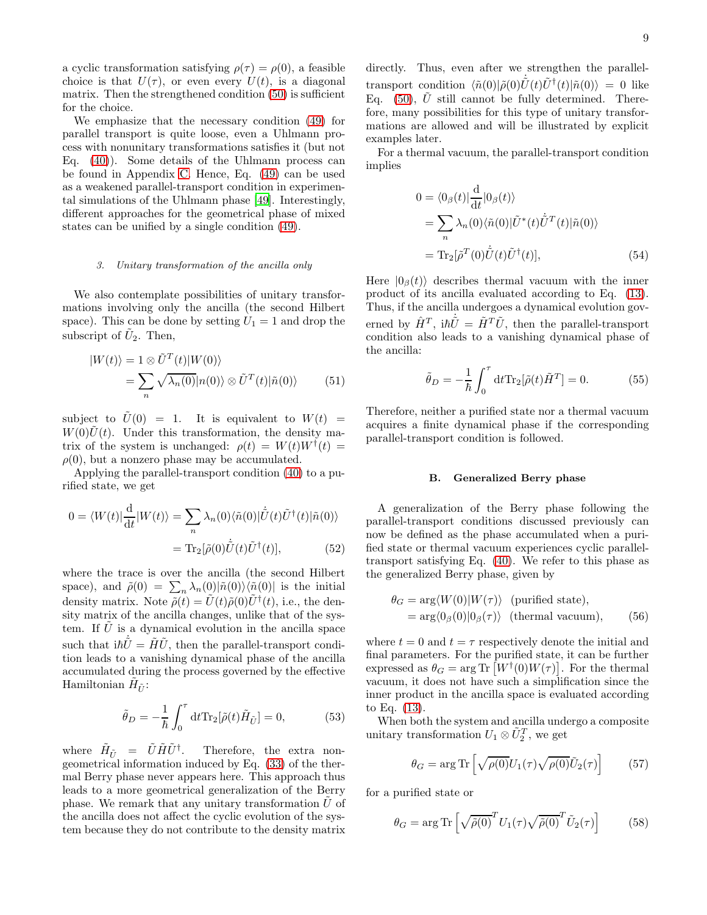a cyclic transformation satisfying $\rho(\tau) = \rho(0)$, a feasible choice is that $U(\tau)$, or even every $U(t)$, is a diagonal matrix. Then the strengthened condition (50) is sufficient for the choice.

We emphasize that the necessary condition (49) for parallel transport is quite loose, even a Uhlmann process with nonunitary transformations satisfies it (but not Eq. (40)). Some details of the Uhlmann process can be found in Appendix C. Hence, Eq. (49) can be used as a weakened parallel-transport condition in experimental simulations of the Uhlmann phase [49]. Interestingly, different approaches for the geometrical phase of mixed states can be unified by a single condition (49).

#### 3. Unitary transformation of the ancilla only

We also contemplate possibilities of unitary transformations involving only the ancilla (the second Hilbert space). This can be done by setting $U_1 = 1$ and drop the subscript of $\tilde{U}_2$. Then,

$$
\begin{aligned}
|W(t)\rangle &= 1 \otimes \tilde{U}^T(t)|W(0)\rangle \\
&= \sum_n \sqrt{\lambda_n(0)}|n(0)\rangle \otimes \tilde{U}^T(t)|\tilde{n}(0)\rangle
\end{aligned} \tag{51}
$$

subject to $\tilde{U}(0) = 1$. It is equivalent to $W(t) = W(0)\tilde{U}(t)$. Under this transformation, the density matrix of the system is unchanged: $\rho(t) = W(t)W^\dagger(t) = \rho(0)$, but a nonzero phase may be accumulated.

Applying the parallel-transport condition (40) to a purified state, we get

$$
\begin{aligned}
0 = \langle W(t)|\frac{\mathrm{d}}{\mathrm{d}t}|W(t)\rangle &= \sum_n \lambda_n(0)\langle\tilde{n}(0)|\dot{\tilde{U}}(t)\tilde{U}^\dagger(t)|\tilde{n}(0)\rangle \\
&= \mathrm{Tr}_2[\tilde{\rho}(0)\dot{\tilde{U}}(t)\tilde{U}^\dagger(t)],
\end{aligned} \tag{52}
$$

where the trace is over the ancilla (the second Hilbert space), and $\tilde{\rho}(0) = \sum_n \lambda_n(0)|\tilde{n}(0)\rangle\langle\tilde{n}(0)|$ is the initial density matrix. Note $\tilde{\rho}(t) = \tilde{U}(t)\tilde{\rho}(0)\tilde{U}^\dagger(t)$, i.e., the density matrix of the ancilla changes, unlike that of the system. If $\tilde{U}$ is a dynamical evolution in the ancilla space such that $\mathrm{i}\hbar\dot{\tilde{U}} = \tilde{H}\tilde{U}$, then the parallel-transport condition leads to a vanishing dynamical phase of the ancilla accumulated during the process governed by the effective Hamiltonian $\tilde{H}_{\tilde{U}}$:

$$
\tilde{\theta}_D = -\frac{1}{\hbar}\int_0^\tau \mathrm{d}t \mathrm{Tr}_2[\tilde{\rho}(t)\tilde{H}_{\tilde{U}}] = 0, \tag{53}
$$

where $\tilde{H}_{\tilde{U}} = \tilde{U}\tilde{H}\tilde{U}^\dagger$. Therefore, the extra non-geometrical information induced by Eq. (33) of the thermal Berry phase never appears here. This approach thus leads to a more geometrical generalization of the Berry phase. We remark that any unitary transformation $\tilde{U}$ of the ancilla does not affect the cyclic evolution of the system because they do not contribute to the density matrix directly. Thus, even after we strengthen the parallel-transport condition $\langle\tilde{n}(0)|\tilde{\rho}(0)\dot{\tilde{U}}(t)\tilde{U}^\dagger(t)|\tilde{n}(0)\rangle = 0$ like Eq. (50), $\tilde{U}$ still cannot be fully determined. Therefore, many possibilities for this type of unitary transformations are allowed and will be illustrated by explicit examples later.

For a thermal vacuum, the parallel-transport condition implies

$$
\begin{aligned}
0 &= \langle 0_\beta(t)|\frac{\mathrm{d}}{\mathrm{d}t}|0_\beta(t)\rangle \\
&= \sum_n \lambda_n(0)\langle\tilde{n}(0)|\tilde{U}^*(t)\dot{\tilde{U}}^T(t)|\tilde{n}(0)\rangle \\
&= \mathrm{Tr}_2[\tilde{\rho}^T(0)\dot{\tilde{U}}(t)\tilde{U}^\dagger(t)],
\end{aligned} \tag{54}
$$

Here $|0_\beta(t)\rangle$ describes thermal vacuum with the inner product of its ancilla evaluated according to Eq. (13). Thus, if the ancilla undergoes a dynamical evolution governed by $\hat{H}^T$, $\mathrm{i}\hbar\dot{\tilde{U}} = \tilde{H}^T\tilde{U}$, then the parallel-transport condition also leads to a vanishing dynamical phase of the ancilla:

$$
\tilde{\theta}_D = -\frac{1}{\hbar}\int_0^\tau \mathrm{d}t \mathrm{Tr}_2[\tilde{\rho}(t)\tilde{H}^T] = 0. \tag{55}
$$

Therefore, neither a purified state nor a thermal vacuum acquires a finite dynamical phase if the corresponding parallel-transport condition is followed.

### B. Generalized Berry phase

A generalization of the Berry phase following the parallel-transport conditions discussed previously can now be defined as the phase accumulated when a purified state or thermal vacuum experiences cyclic parallel-transport satisfying Eq. (40). We refer to this phase as the generalized Berry phase, given by

$$
\begin{aligned}
\theta_G &= \arg\langle W(0)|W(\tau)\rangle \quad \text{(purified state)}, \\
&= \arg\langle 0_\beta(0)|0_\beta(\tau)\rangle \quad \text{(thermal vacuum)},
\end{aligned} \tag{56}
$$

where $t = 0$ and $t = \tau$ respectively denote the initial and final parameters. For the purified state, it can be further expressed as $\theta_G = \arg\mathrm{Tr}\left[W^\dagger(0)W(\tau)\right]$. For the thermal vacuum, it does not have such a simplification since the inner product in the ancilla space is evaluated according to Eq. (13).

When both the system and ancilla undergo a composite unitary transformation $U_1 \otimes \tilde{U}_2^T$, we get

$$
\theta_G = \arg\mathrm{Tr}\left[\sqrt{\rho(0)}U_1(\tau)\sqrt{\rho(0)}\tilde{U}_2(\tau)\right] \tag{57}
$$

for a purified state or

$$
\theta_G = \arg\mathrm{Tr}\left[\sqrt{\tilde{\rho}(0)}^T U_1(\tau)\sqrt{\tilde{\rho}(0)}^T \tilde{U}_2(\tau)\right] \tag{58}
$$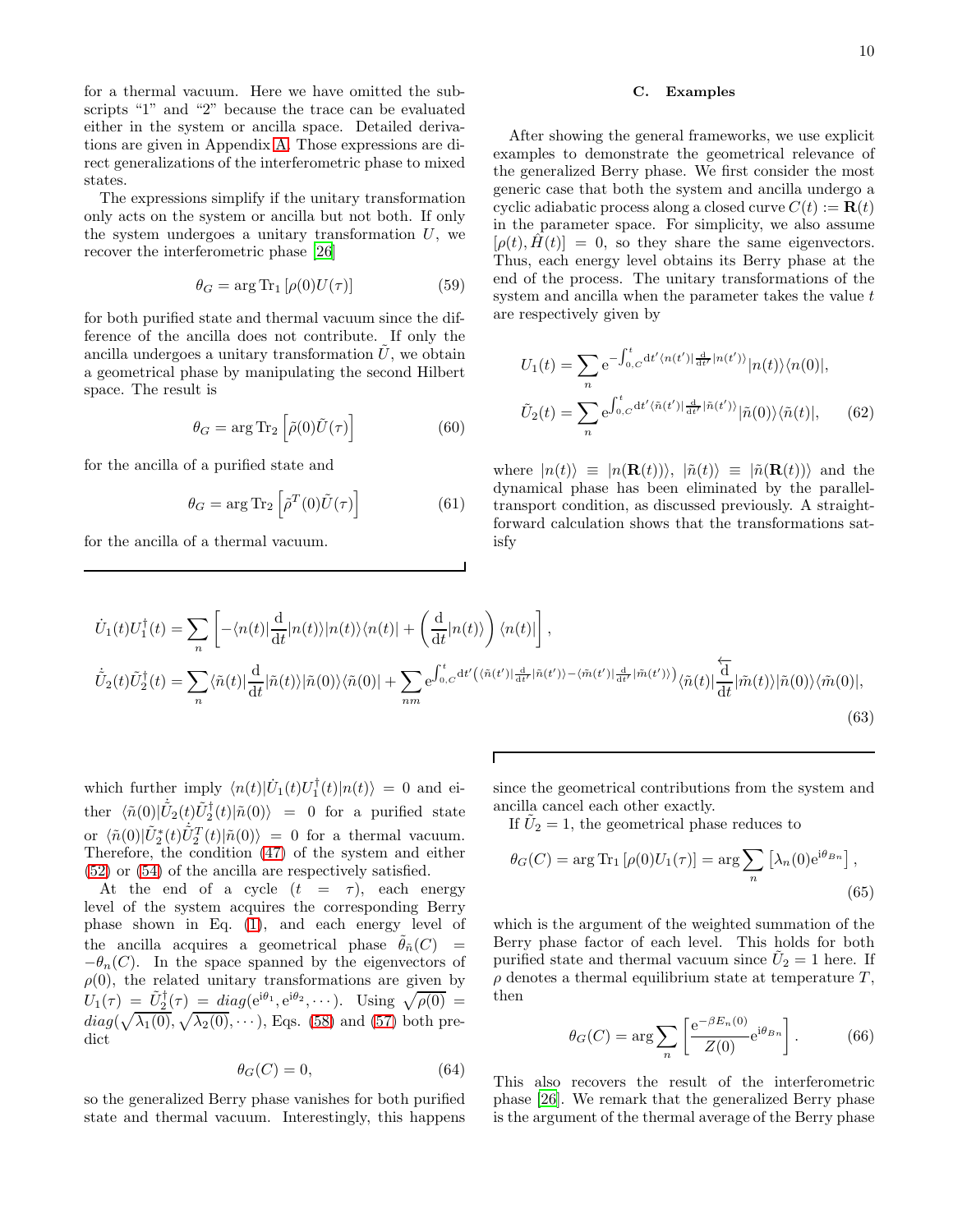for a thermal vacuum. Here we have omitted the subscripts "1" and "2" because the trace can be evaluated either in the system or ancilla space. Detailed derivations are given in Appendix A. Those expressions are direct generalizations of the interferometric phase to mixed states.

The expressions simplify if the unitary transformation only acts on the system or ancilla but not both. If only the system undergoes a unitary transformation $U$, we recover the interferometric phase [26]

$$\theta_G = \arg \mathrm{Tr}_1 \left[\rho(0)U(\tau)\right] \tag{59}$$

for both purified state and thermal vacuum since the difference of the ancilla does not contribute. If only the ancilla undergoes a unitary transformation $\tilde{U}$, we obtain a geometrical phase by manipulating the second Hilbert space. The result is

$$\theta_G = \arg \mathrm{Tr}_2 \left[\tilde{\rho}(0)\tilde{U}(\tau)\right] \tag{60}$$

for the ancilla of a purified state and

$$\theta_G = \arg \mathrm{Tr}_2 \left[\tilde{\rho}^T(0)\tilde{U}(\tau)\right] \tag{61}$$

for the ancilla of a thermal vacuum.

### C. Examples

After showing the general frameworks, we use explicit examples to demonstrate the geometrical relevance of the generalized Berry phase. We first consider the most generic case that both the system and ancilla undergo a cyclic adiabatic process along a closed curve $C(t) := \mathbf{R}(t)$ in the parameter space. For simplicity, we also assume $[\rho(t), \hat{H}(t)] = 0$, so they share the same eigenvectors. Thus, each energy level obtains its Berry phase at the end of the process. The unitary transformations of the system and ancilla when the parameter takes the value $t$ are respectively given by

$$U_1(t) = \sum_n \mathrm{e}^{-\int_{0,C}^t \mathrm{d}t' \langle n(t')|\frac{\mathrm{d}}{\mathrm{d}t'}|n(t')\rangle} |n(t)\rangle\langle n(0)|,$$
$$\tilde{U}_2(t) = \sum_n \mathrm{e}^{\int_{0,C}^t \mathrm{d}t' \langle \tilde{n}(t')|\frac{\mathrm{d}}{\mathrm{d}t'}|\tilde{n}(t')\rangle} |\tilde{n}(0)\rangle\langle \tilde{n}(t)|, \tag{62}$$

where $|n(t)\rangle \equiv |n(\mathbf{R}(t))\rangle$, $|\tilde{n}(t)\rangle \equiv |\tilde{n}(\mathbf{R}(t))\rangle$ and the dynamical phase has been eliminated by the parallel-transport condition, as discussed previously. A straightforward calculation shows that the transformations satisfy

$$\dot{U}_1(t)U_1^\dagger(t) = \sum_n \left[-\langle n(t)|\frac{\mathrm{d}}{\mathrm{d}t}|n(t)\rangle|n(t)\rangle\langle n(t)| + \left(\frac{\mathrm{d}}{\mathrm{d}t}|n(t)\rangle\right)\langle n(t)|\right],$$
$$\dot{\tilde{U}}_2(t)\tilde{U}_2^\dagger(t) = \sum_n \langle \tilde{n}(t)|\frac{\mathrm{d}}{\mathrm{d}t}|\tilde{n}(t)\rangle|\tilde{n}(0)\rangle\langle\tilde{n}(0)| + \sum_{nm} \mathrm{e}^{\int_{0,C}^t \mathrm{d}t' \left(\langle \tilde{n}(t')|\frac{\mathrm{d}}{\mathrm{d}t'}|\tilde{n}(t')\rangle - \langle \tilde{m}(t')|\frac{\mathrm{d}}{\mathrm{d}t'}|\tilde{m}(t')\rangle\right)} \langle\tilde{n}(t)|\overleftarrow{\frac{\mathrm{d}}{\mathrm{d}t}}|\tilde{m}(t)\rangle|\tilde{n}(0)\rangle\langle\tilde{m}(0)|, \tag{63}$$

which further imply $\langle n(t)|\dot{U}_1(t)U_1^\dagger(t)|n(t)\rangle = 0$ and either $\langle\tilde{n}(0)|\dot{\tilde{U}}_2(t)\tilde{U}_2^\dagger(t)|\tilde{n}(0)\rangle = 0$ for a purified state or $\langle\tilde{n}(0)|\tilde{U}_2^*(t)\dot{\tilde{U}}_2^T(t)|\tilde{n}(0)\rangle = 0$ for a thermal vacuum. Therefore, the condition (47) of the system and either (52) or (54) of the ancilla are respectively satisfied.

At the end of a cycle ($t = \tau$), each energy level of the system acquires the corresponding Berry phase shown in Eq. (1), and each energy level of the ancilla acquires a geometrical phase $\tilde{\theta}_{\tilde{n}}(C) = -\theta_n(C)$. In the space spanned by the eigenvectors of $\rho(0)$, the related unitary transformations are given by $U_1(\tau) = \tilde{U}_2^\dagger(\tau) = diag(\mathrm{e}^{\mathrm{i}\theta_1}, \mathrm{e}^{\mathrm{i}\theta_2}, \cdots)$. Using $\sqrt{\rho(0)} = diag(\sqrt{\lambda_1(0)}, \sqrt{\lambda_2(0)}, \cdots)$, Eqs. (58) and (57) both predict

$$\theta_G(C) = 0, \tag{64}$$

so the generalized Berry phase vanishes for both purified state and thermal vacuum. Interestingly, this happens since the geometrical contributions from the system and ancilla cancel each other exactly.

If $\tilde{U}_2 = 1$, the geometrical phase reduces to

$$\theta_G(C) = \arg \mathrm{Tr}_1 \left[\rho(0)U_1(\tau)\right] = \arg \sum_n \left[\lambda_n(0)\mathrm{e}^{\mathrm{i}\theta_{Bn}}\right], \tag{65}$$

which is the argument of the weighted summation of the Berry phase factor of each level. This holds for both purified state and thermal vacuum since $\tilde{U}_2 = 1$ here. If $\rho$ denotes a thermal equilibrium state at temperature $T$, then

$$\theta_G(C) = \arg \sum_n \left[\frac{\mathrm{e}^{-\beta E_n(0)}}{Z(0)}\mathrm{e}^{\mathrm{i}\theta_{Bn}}\right]. \tag{66}$$

This also recovers the result of the interferometric phase [26]. We remark that the generalized Berry phase is the argument of the thermal average of the Berry phase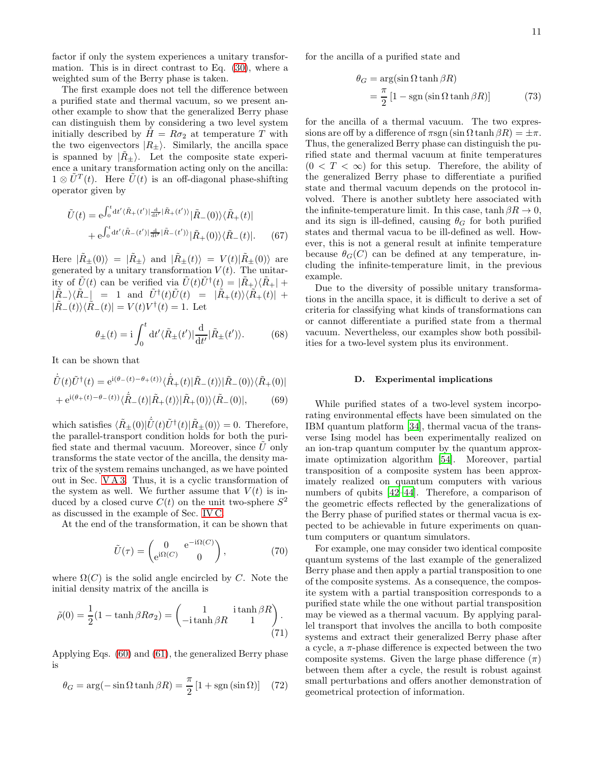factor if only the system experiences a unitary transformation. This is in direct contrast to Eq. (30), where a weighted sum of the Berry phase is taken.

The first example does not tell the difference between a purified state and thermal vacuum, so we present another example to show that the generalized Berry phase can distinguish them by considering a two level system initially described by $H = R\sigma_2$ at temperature $T$ with the two eigenvectors $|R_\pm\rangle$. Similarly, the ancilla space is spanned by $|\tilde{R}_\pm\rangle$. Let the composite state experience a unitary transformation acting only on the ancilla: $1 \otimes \tilde{U}^T(t)$. Here $\tilde{U}(t)$ is an off-diagonal phase-shifting operator given by

$$\tilde{U}(t) = \mathrm{e}^{\int_0^t \mathrm{d}t' \langle \tilde{R}_+(t')|\frac{\mathrm{d}}{\mathrm{d}t'}|\tilde{R}_+(t')\rangle} |\tilde{R}_-(0)\rangle\langle\tilde{R}_+(t)| + \mathrm{e}^{\int_0^t \mathrm{d}t' \langle \tilde{R}_-(t')|\frac{\mathrm{d}}{\mathrm{d}t'}|\tilde{R}_-(t')\rangle} |\tilde{R}_+(0)\rangle\langle\tilde{R}_-(t)|. \quad (67)$$

Here $|\tilde{R}_\pm(0)\rangle = |\tilde{R}_\pm\rangle$ and $|\tilde{R}_\pm(t)\rangle = V(t)|\tilde{R}_\pm(0)\rangle$ are generated by a unitary transformation $V(t)$. The unitarity of $\tilde{U}(t)$ can be verified via $\tilde{U}(t)\tilde{U}^\dagger(t) = |\tilde{R}_+\rangle\langle\tilde{R}_+| + |\tilde{R}_-\rangle\langle\tilde{R}_-| = 1$ and $\tilde{U}^\dagger(t)\tilde{U}(t) = |\tilde{R}_+(t)\rangle\langle\tilde{R}_+(t)| + |\tilde{R}_-(t)\rangle\langle\tilde{R}_-(t)| = V(t)V^\dagger(t) = 1$. Let

$$\theta_\pm(t) = \mathrm{i}\int_0^t \mathrm{d}t' \langle\tilde{R}_\pm(t')|\frac{\mathrm{d}}{\mathrm{d}t'}|\tilde{R}_\pm(t')\rangle. \quad (68)$$

It can be shown that

$$\dot{\tilde{U}}(t)\tilde{U}^\dagger(t) = \mathrm{e}^{\mathrm{i}(\theta_-(t)-\theta_+(t))}\langle\dot{\tilde{R}}_+(t)|\tilde{R}_-(t)\rangle|\tilde{R}_-(0)\rangle\langle\tilde{R}_+(0)| + \mathrm{e}^{\mathrm{i}(\theta_+(t)-\theta_-(t))}\langle\dot{\tilde{R}}_-(t)|\tilde{R}_+(t)\rangle|\tilde{R}_+(0)\rangle\langle\tilde{R}_-(0)|, \quad (69)$$

which satisfies $\langle\tilde{R}_\pm(0)|\dot{\tilde{U}}(t)\tilde{U}^\dagger(t)|\tilde{R}_\pm(0)\rangle = 0$. Therefore, the parallel-transport condition holds for both the purified state and thermal vacuum. Moreover, since $\tilde{U}$ only transforms the state vector of the ancilla, the density matrix of the system remains unchanged, as we have pointed out in Sec. V A 3. Thus, it is a cyclic transformation of the system as well. We further assume that $V(t)$ is induced by a closed curve $C(t)$ on the unit two-sphere $S^2$ as discussed in the example of Sec. IV C.

At the end of the transformation, it can be shown that

$$\tilde{U}(\tau) = \begin{pmatrix} 0 & \mathrm{e}^{-\mathrm{i}\Omega(C)} \\ \mathrm{e}^{\mathrm{i}\Omega(C)} & 0 \end{pmatrix}, \quad (70)$$

where $\Omega(C)$ is the solid angle encircled by $C$. Note the initial density matrix of the ancilla is

$$\tilde{\rho}(0) = \frac{1}{2}(1 - \tanh\beta R\sigma_2) = \begin{pmatrix} 1 & \mathrm{i}\tanh\beta R \\ -\mathrm{i}\tanh\beta R & 1 \end{pmatrix}. \quad (71)$$

Applying Eqs. (60) and (61), the generalized Berry phase is

$$\theta_G = \arg(-\sin\Omega\tanh\beta R) = \frac{\pi}{2}\left[1 + \mathrm{sgn}\left(\sin\Omega\right)\right] \quad (72)$$

for the ancilla of a purified state and

$$\theta_G = \arg(\sin\Omega\tanh\beta R) = \frac{\pi}{2}\left[1 - \mathrm{sgn}\left(\sin\Omega\tanh\beta R\right)\right] \quad (73)$$

for the ancilla of a thermal vacuum. The two expressions are off by a difference of $\pi\,\mathrm{sgn}\left(\sin\Omega\tanh\beta R\right) = \pm\pi$. Thus, the generalized Berry phase can distinguish the purified state and thermal vacuum at finite temperatures ($0 < T < \infty$) for this setup. Therefore, the ability of the generalized Berry phase to differentiate a purified state and thermal vacuum depends on the protocol involved. There is another subtlety here associated with the infinite-temperature limit. In this case, $\tanh\beta R \to 0$, and its sign is ill-defined, causing $\theta_G$ for both purified states and thermal vacua to be ill-defined as well. However, this is not a general result at infinite temperature because $\theta_G(C)$ can be defined at any temperature, including the infinite-temperature limit, in the previous example.

Due to the diversity of possible unitary transformations in the ancilla space, it is difficult to derive a set of criteria for classifying what kinds of transformations can or cannot differentiate a purified state from a thermal vacuum. Nevertheless, our examples show both possibilities for a two-level system plus its environment.

### D. Experimental implications

While purified states of a two-level system incorporating environmental effects have been simulated on the IBM quantum platform [34], thermal vacua of the transverse Ising model has been experimentally realized on an ion-trap quantum computer by the quantum approximate optimization algorithm [54]. Moreover, partial transposition of a composite system has been approximately realized on quantum computers with various numbers of qubits [42–44]. Therefore, a comparison of the geometric effects reflected by the generalizations of the Berry phase of purified states or thermal vacua is expected to be achievable in future experiments on quantum computers or quantum simulators.

For example, one may consider two identical composite quantum systems of the last example of the generalized Berry phase and then apply a partial transposition to one of the composite systems. As a consequence, the composite system with a partial transposition corresponds to a purified state while the one without partial transposition may be viewed as a thermal vacuum. By applying parallel transport that involves the ancilla to both composite systems and extract their generalized Berry phase after a cycle, a $\pi$-phase difference is expected between the two composite systems. Given the large phase difference ($\pi$) between them after a cycle, the result is robust against small perturbations and offers another demonstration of geometrical protection of information.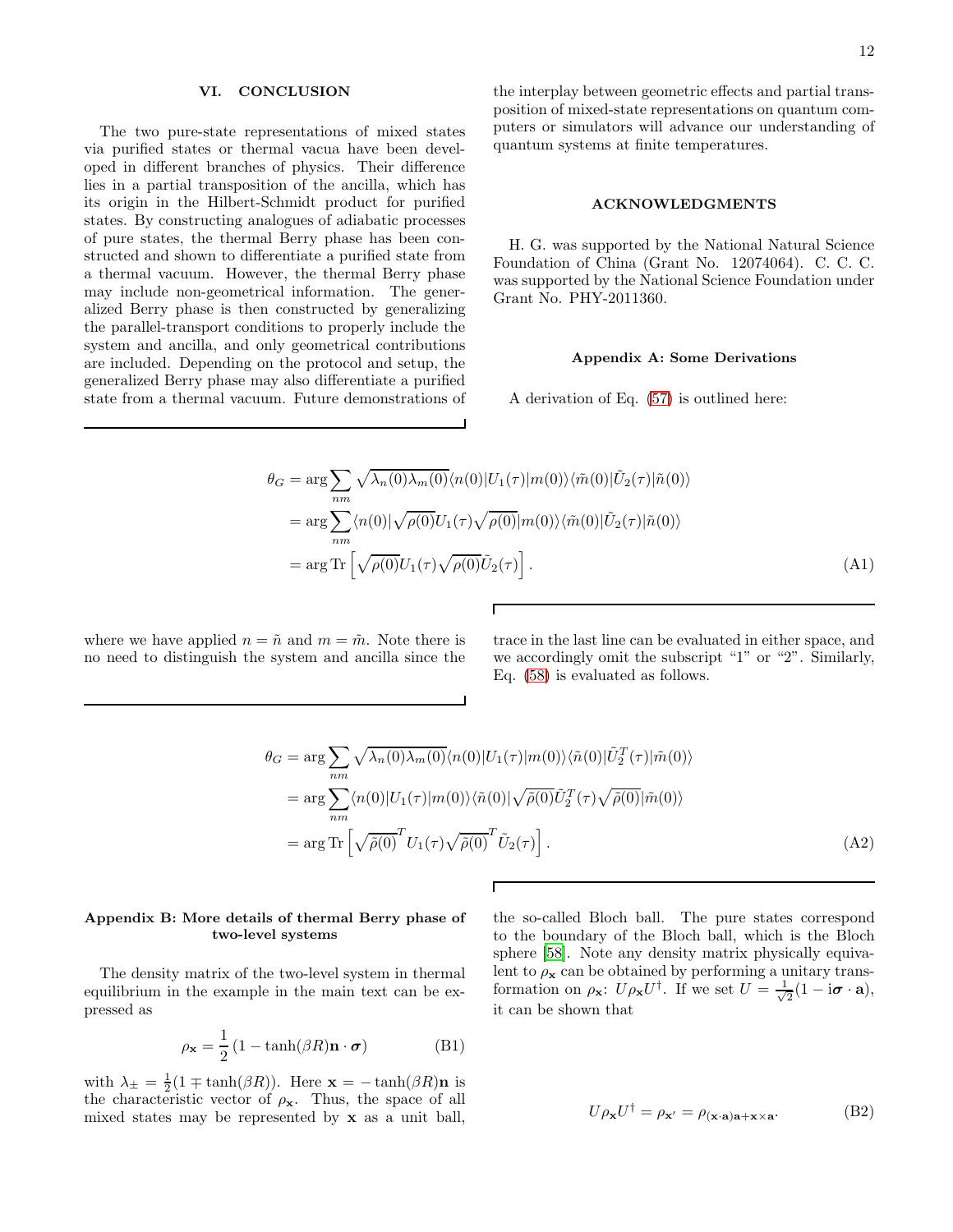## VI. CONCLUSION

The two pure-state representations of mixed states via purified states or thermal vacua have been developed in different branches of physics. Their difference lies in a partial transposition of the ancilla, which has its origin in the Hilbert-Schmidt product for purified states. By constructing analogues of adiabatic processes of pure states, the thermal Berry phase has been constructed and shown to differentiate a purified state from a thermal vacuum. However, the thermal Berry phase may include non-geometrical information. The generalized Berry phase is then constructed by generalizing the parallel-transport conditions to properly include the system and ancilla, and only geometrical contributions are included. Depending on the protocol and setup, the generalized Berry phase may also differentiate a purified state from a thermal vacuum. Future demonstrations of the interplay between geometric effects and partial transposition of mixed-state representations on quantum computers or simulators will advance our understanding of quantum systems at finite temperatures.

## ACKNOWLEDGMENTS

H. G. was supported by the National Natural Science Foundation of China (Grant No. 12074064). C. C. C. was supported by the National Science Foundation under Grant No. PHY-2011360.

## Appendix A: Some Derivations

A derivation of Eq. (57) is outlined here:

$$
\begin{aligned}
\theta_G &= \arg \sum_{nm} \sqrt{\lambda_n(0)\lambda_m(0)} \langle n(0)|U_1(\tau)|m(0)\rangle \langle \tilde{m}(0)|\tilde{U}_2(\tau)|\tilde{n}(0)\rangle \\
&= \arg \sum_{nm} \langle n(0)|\sqrt{\rho(0)}U_1(\tau)\sqrt{\rho(0)}|m(0)\rangle \langle \tilde{m}(0)|\tilde{U}_2(\tau)|\tilde{n}(0)\rangle \\
&= \arg \mathrm{Tr}\left[\sqrt{\rho(0)}U_1(\tau)\sqrt{\rho(0)}\tilde{U}_2(\tau)\right]. 
\end{aligned} \tag{A1}
$$

where we have applied $n = \tilde{n}$ and $m = \tilde{m}$. Note there is no need to distinguish the system and ancilla since the trace in the last line can be evaluated in either space, and we accordingly omit the subscript "1" or "2". Similarly, Eq. (58) is evaluated as follows.

$$
\begin{aligned}
\theta_G &= \arg \sum_{nm} \sqrt{\lambda_n(0)\lambda_m(0)} \langle n(0)|U_1(\tau)|m(0)\rangle \langle \tilde{n}(0)|\tilde{U}_2^T(\tau)|\tilde{m}(0)\rangle \\
&= \arg \sum_{nm} \langle n(0)|U_1(\tau)|m(0)\rangle \langle \tilde{n}(0)|\sqrt{\tilde{\rho}(0)}\tilde{U}_2^T(\tau)\sqrt{\tilde{\rho}(0)}|\tilde{m}(0)\rangle \\
&= \arg \mathrm{Tr}\left[\sqrt{\tilde{\rho}(0)}^T U_1(\tau)\sqrt{\tilde{\rho}(0)}^T \tilde{U}_2(\tau)\right].
\end{aligned} \tag{A2}
$$

## Appendix B: More details of thermal Berry phase of two-level systems

The density matrix of the two-level system in thermal equilibrium in the example in the main text can be expressed as

$$\rho_{\mathbf{x}} = \frac{1}{2}\left(1 - \tanh(\beta R)\mathbf{n}\cdot\boldsymbol{\sigma}\right) \tag{B1}$$

with $\lambda_\pm = \frac{1}{2}(1 \mp \tanh(\beta R))$. Here $\mathbf{x} = -\tanh(\beta R)\mathbf{n}$ is the characteristic vector of $\rho_{\mathbf{x}}$. Thus, the space of all mixed states may be represented by $\mathbf{x}$ as a unit ball, the so-called Bloch ball. The pure states correspond to the boundary of the Bloch ball, which is the Bloch sphere [58]. Note any density matrix physically equivalent to $\rho_{\mathbf{x}}$ can be obtained by performing a unitary transformation on $\rho_{\mathbf{x}}$: $U\rho_{\mathbf{x}}U^\dagger$. If we set $U = \frac{1}{\sqrt{2}}(1 - \mathrm{i}\boldsymbol{\sigma}\cdot\mathbf{a})$, it can be shown that

$$U\rho_{\mathbf{x}}U^\dagger = \rho_{\mathbf{x}'} = \rho_{(\mathbf{x}\cdot\mathbf{a})\mathbf{a}+\mathbf{x}\times\mathbf{a}}. \tag{B2}$$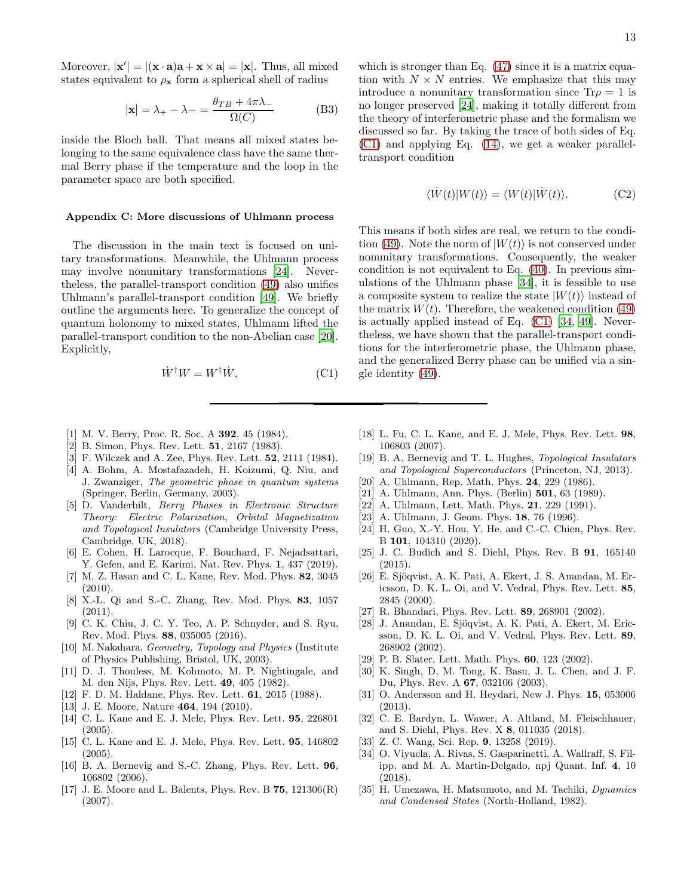Moreover, $|\mathbf{x}'| = |(\mathbf{x}\cdot\mathbf{a})\mathbf{a} + \mathbf{x}\times\mathbf{a}| = |\mathbf{x}|$. Thus, all mixed states equivalent to $\rho_{\mathbf{x}}$ form a spherical shell of radius

$$|\mathbf{x}| = \lambda_+ - \lambda_- = \frac{\theta_{TB} + 4\pi\lambda_-}{\Omega(C)} \tag{B3}$$

inside the Bloch ball. That means all mixed states belonging to the same equivalence class have the same thermal Berry phase if the temperature and the loop in the parameter space are both specified.

## Appendix C: More discussions of Uhlmann process

The discussion in the main text is focused on unitary transformations. Meanwhile, the Uhlmann process may involve nonunitary transformations [24]. Nevertheless, the parallel-transport condition (49) also unifies Uhlmann's parallel-transport condition [49]. We briefly outline the arguments here. To generalize the concept of quantum holonomy to mixed states, Uhlmann lifted the parallel-transport condition to the non-Abelian case [20]. Explicitly,

$$\dot{W}^\dagger W = W^\dagger \dot{W}, \tag{C1}$$

which is stronger than Eq. (47) since it is a matrix equation with $N\times N$ entries. We emphasize that this may introduce a nonunitary transformation since $\mathrm{Tr}\rho = 1$ is no longer preserved [24], making it totally different from the theory of interferometric phase and the formalism we discussed so far. By taking the trace of both sides of Eq. (C1) and applying Eq. (14), we get a weaker parallel-transport condition

$$\langle \dot{W}(t)|W(t)\rangle = \langle W(t)|\dot{W}(t)\rangle. \tag{C2}$$

This means if both sides are real, we return to the condition (49). Note the norm of $|W(t)\rangle$ is not conserved under nonunitary transformations. Consequently, the weaker condition is not equivalent to Eq. (40). In previous simulations of the Uhlmann phase [34], it is feasible to use a composite system to realize the state $|W(t)\rangle$ instead of the matrix $W(t)$. Therefore, the weakened condition (49) is actually applied instead of Eq. (C1) [34, 49]. Nevertheless, we have shown that the parallel-transport conditions for the interferometric phase, the Uhlmann phase, and the generalized Berry phase can be unified via a single identity (49).

---

[1] M. V. Berry, Proc. R. Soc. A **392**, 45 (1984).
[2] B. Simon, Phys. Rev. Lett. **51**, 2167 (1983).
[3] F. Wilczek and A. Zee, Phys. Rev. Lett. **52**, 2111 (1984).
[4] A. Bohm, A. Mostafazadeh, H. Koizumi, Q. Niu, and J. Zwanziger, *The geometric phase in quantum systems* (Springer, Berlin, Germany, 2003).
[5] D. Vanderbilt, *Berry Phases in Electronic Structure Theory: Electric Polarization, Orbital Magnetization and Topological Insulators* (Cambridge University Press, Cambridge, UK, 2018).
[6] E. Cohen, H. Larocque, F. Bouchard, F. Nejadsattari, Y. Gefen, and E. Karimi, Nat. Rev. Phys. **1**, 437 (2019).
[7] M. Z. Hasan and C. L. Kane, Rev. Mod. Phys. **82**, 3045 (2010).
[8] X.-L. Qi and S.-C. Zhang, Rev. Mod. Phys. **83**, 1057 (2011).
[9] C. K. Chiu, J. C. Y. Teo, A. P. Schnyder, and S. Ryu, Rev. Mod. Phys. **88**, 035005 (2016).
[10] M. Nakahara, *Geometry, Topology and Physics* (Institute of Physics Publishing, Bristol, UK, 2003).
[11] D. J. Thouless, M. Kohmoto, M. P. Nightingale, and M. den Nijs, Phys. Rev. Lett. **49**, 405 (1982).
[12] F. D. M. Haldane, Phys. Rev. Lett. **61**, 2015 (1988).
[13] J. E. Moore, Nature **464**, 194 (2010).
[14] C. L. Kane and E. J. Mele, Phys. Rev. Lett. **95**, 226801 (2005).
[15] C. L. Kane and E. J. Mele, Phys. Rev. Lett. **95**, 146802 (2005).
[16] B. A. Bernevig and S.-C. Zhang, Phys. Rev. Lett. **96**, 106802 (2006).
[17] J. E. Moore and L. Balents, Phys. Rev. B **75**, 121306(R) (2007).
[18] L. Fu, C. L. Kane, and E. J. Mele, Phys. Rev. Lett. **98**, 106803 (2007).
[19] B. A. Bernevig and T. L. Hughes, *Topological Insulators and Topological Superconductors* (Princeton, NJ, 2013).
[20] A. Uhlmann, Rep. Math. Phys. **24**, 229 (1986).
[21] A. Uhlmann, Ann. Phys. (Berlin) **501**, 63 (1989).
[22] A. Uhlmann, Lett. Math. Phys. **21**, 229 (1991).
[23] A. Uhlmann, J. Geom. Phys. **18**, 76 (1996).
[24] H. Guo, X.-Y. Hou, Y. He, and C.-C. Chien, Phys. Rev. B **101**, 104310 (2020).
[25] J. C. Budich and S. Diehl, Phys. Rev. B **91**, 165140 (2015).
[26] E. Sjöqvist, A. K. Pati, A. Ekert, J. S. Anandan, M. Ericsson, D. K. L. Oi, and V. Vedral, Phys. Rev. Lett. **85**, 2845 (2000).
[27] R. Bhandari, Phys. Rev. Lett. **89**, 268901 (2002).
[28] J. Anandan, E. Sjöqvist, A. K. Pati, A. Ekert, M. Ericsson, D. K. L. Oi, and V. Vedral, Phys. Rev. Lett. **89**, 268902 (2002).
[29] P. B. Slater, Lett. Math. Phys. **60**, 123 (2002).
[30] K. Singh, D. M. Tong, K. Basu, J. L. Chen, and J. F. Du, Phys. Rev. A **67**, 032106 (2003).
[31] O. Andersson and H. Heydari, New J. Phys. **15**, 053006 (2013).
[32] C. E. Bardyn, L. Wawer, A. Altland, M. Fleischhauer, and S. Diehl, Phys. Rev. X **8**, 011035 (2018).
[33] Z. C. Wang, Sci. Rep. **9**, 13258 (2019).
[34] O. Viyuela, A. Rivas, S. Gasparinetti, A. Wallraff, S. Filipp, and M. A. Martin-Delgado, npj Quant. Inf. **4**, 10 (2018).
[35] H. Umezawa, H. Matsumoto, and M. Tachiki, *Dynamics and Condensed States* (North-Holland, 1982).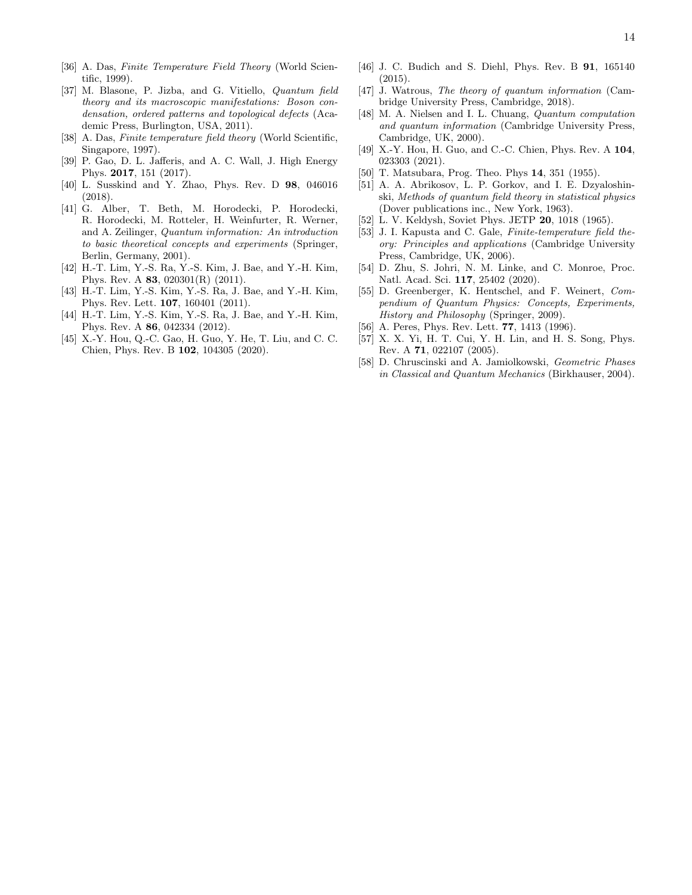[36] A. Das, *Finite Temperature Field Theory* (World Scientific, 1999).

[37] M. Blasone, P. Jizba, and G. Vitiello, *Quantum field theory and its macroscopic manifestations: Boson condensation, ordered patterns and topological defects* (Academic Press, Burlington, USA, 2011).

[38] A. Das, *Finite temperature field theory* (World Scientific, Singapore, 1997).

[39] P. Gao, D. L. Jafferis, and A. C. Wall, J. High Energy Phys. **2017**, 151 (2017).

[40] L. Susskind and Y. Zhao, Phys. Rev. D **98**, 046016 (2018).

[41] G. Alber, T. Beth, M. Horodecki, P. Horodecki, R. Horodecki, M. Rotteler, H. Weinfurter, R. Werner, and A. Zeilinger, *Quantum information: An introduction to basic theoretical concepts and experiments* (Springer, Berlin, Germany, 2001).

[42] H.-T. Lim, Y.-S. Ra, Y.-S. Kim, J. Bae, and Y.-H. Kim, Phys. Rev. A **83**, 020301(R) (2011).

[43] H.-T. Lim, Y.-S. Kim, Y.-S. Ra, J. Bae, and Y.-H. Kim, Phys. Rev. Lett. **107**, 160401 (2011).

[44] H.-T. Lim, Y.-S. Kim, Y.-S. Ra, J. Bae, and Y.-H. Kim, Phys. Rev. A **86**, 042334 (2012).

[45] X.-Y. Hou, Q.-C. Gao, H. Guo, Y. He, T. Liu, and C. C. Chien, Phys. Rev. B **102**, 104305 (2020).

[46] J. C. Budich and S. Diehl, Phys. Rev. B **91**, 165140 (2015).

[47] J. Watrous, *The theory of quantum information* (Cambridge University Press, Cambridge, 2018).

[48] M. A. Nielsen and I. L. Chuang, *Quantum computation and quantum information* (Cambridge University Press, Cambridge, UK, 2000).

[49] X.-Y. Hou, H. Guo, and C.-C. Chien, Phys. Rev. A **104**, 023303 (2021).

[50] T. Matsubara, Prog. Theo. Phys **14**, 351 (1955).

[51] A. A. Abrikosov, L. P. Gorkov, and I. E. Dzyaloshinski, *Methods of quantum field theory in statistical physics* (Dover publications inc., New York, 1963).

[52] L. V. Keldysh, Soviet Phys. JETP **20**, 1018 (1965).

[53] J. I. Kapusta and C. Gale, *Finite-temperature field theory: Principles and applications* (Cambridge University Press, Cambridge, UK, 2006).

[54] D. Zhu, S. Johri, N. M. Linke, and C. Monroe, Proc. Natl. Acad. Sci. **117**, 25402 (2020).

[55] D. Greenberger, K. Hentschel, and F. Weinert, *Compendium of Quantum Physics: Concepts, Experiments, History and Philosophy* (Springer, 2009).

[56] A. Peres, Phys. Rev. Lett. **77**, 1413 (1996).

[57] X. X. Yi, H. T. Cui, Y. H. Lin, and H. S. Song, Phys. Rev. A **71**, 022107 (2005).

[58] D. Chruscinski and A. Jamiolkowski, *Geometric Phases in Classical and Quantum Mechanics* (Birkhauser, 2004).